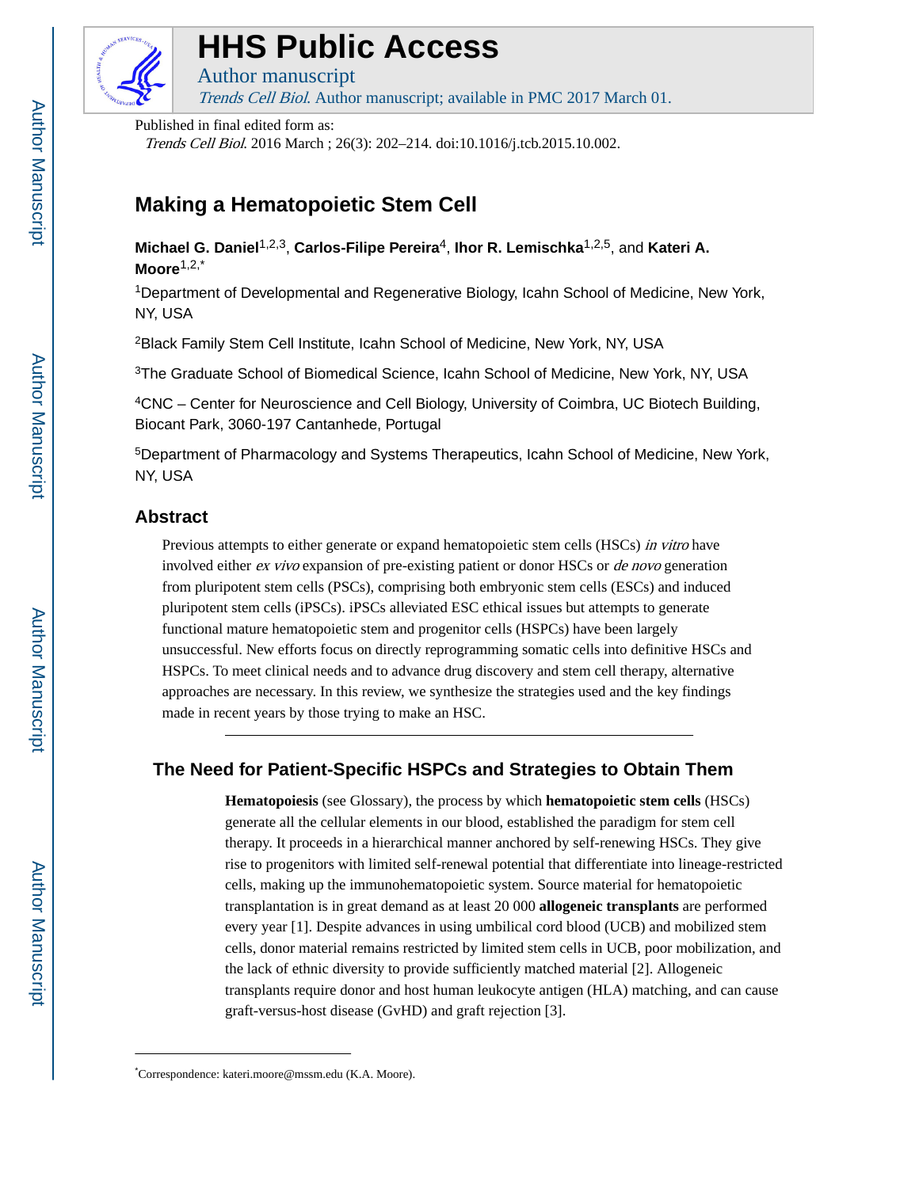# HHS Public Access

Author manuscript

*Trends Cell Biol*. Author manuscript; available in PMC 2017 March 01.

Published in final edited form as:

*Trends Cell Biol*. 2016 March ; 26(3): 202–214. doi:10.1016/j.tcb.2015.10.002.

# Making a Hematopoietic Stem Cell

**Michael G. Daniel**[1,2,3], **Carlos-Filipe Pereira**[4], **Ihor R. Lemischka**[1,2,5], and **Kateri A. Moore**[1,2,*]

[1]Department of Developmental and Regenerative Biology, Icahn School of Medicine, New York, NY, USA

[2]Black Family Stem Cell Institute, Icahn School of Medicine, New York, NY, USA

[3]The Graduate School of Biomedical Science, Icahn School of Medicine, New York, NY, USA

[4]CNC – Center for Neuroscience and Cell Biology, University of Coimbra, UC Biotech Building, Biocant Park, 3060-197 Cantanhede, Portugal

[5]Department of Pharmacology and Systems Therapeutics, Icahn School of Medicine, New York, NY, USA

## Abstract

Previous attempts to either generate or expand hematopoietic stem cells (HSCs) *in vitro* have involved either *ex vivo* expansion of pre-existing patient or donor HSCs or *de novo* generation from pluripotent stem cells (PSCs), comprising both embryonic stem cells (ESCs) and induced pluripotent stem cells (iPSCs). iPSCs alleviated ESC ethical issues but attempts to generate functional mature hematopoietic stem and progenitor cells (HSPCs) have been largely unsuccessful. New efforts focus on directly reprogramming somatic cells into definitive HSCs and HSPCs. To meet clinical needs and to advance drug discovery and stem cell therapy, alternative approaches are necessary. In this review, we synthesize the strategies used and the key findings made in recent years by those trying to make an HSC.

## The Need for Patient-Specific HSPCs and Strategies to Obtain Them

**Hematopoiesis** (see Glossary), the process by which **hematopoietic stem cells** (HSCs) generate all the cellular elements in our blood, established the paradigm for stem cell therapy. It proceeds in a hierarchical manner anchored by self-renewing HSCs. They give rise to progenitors with limited self-renewal potential that differentiate into lineage-restricted cells, making up the immunohematopoietic system. Source material for hematopoietic transplantation is in great demand as at least 20 000 **allogeneic transplants** are performed every year [1]. Despite advances in using umbilical cord blood (UCB) and mobilized stem cells, donor material remains restricted by limited stem cells in UCB, poor mobilization, and the lack of ethnic diversity to provide sufficiently matched material [2]. Allogeneic transplants require donor and host human leukocyte antigen (HLA) matching, and can cause graft-versus-host disease (GvHD) and graft rejection [3].

*Correspondence: kateri.moore@mssm.edu (K.A. Moore).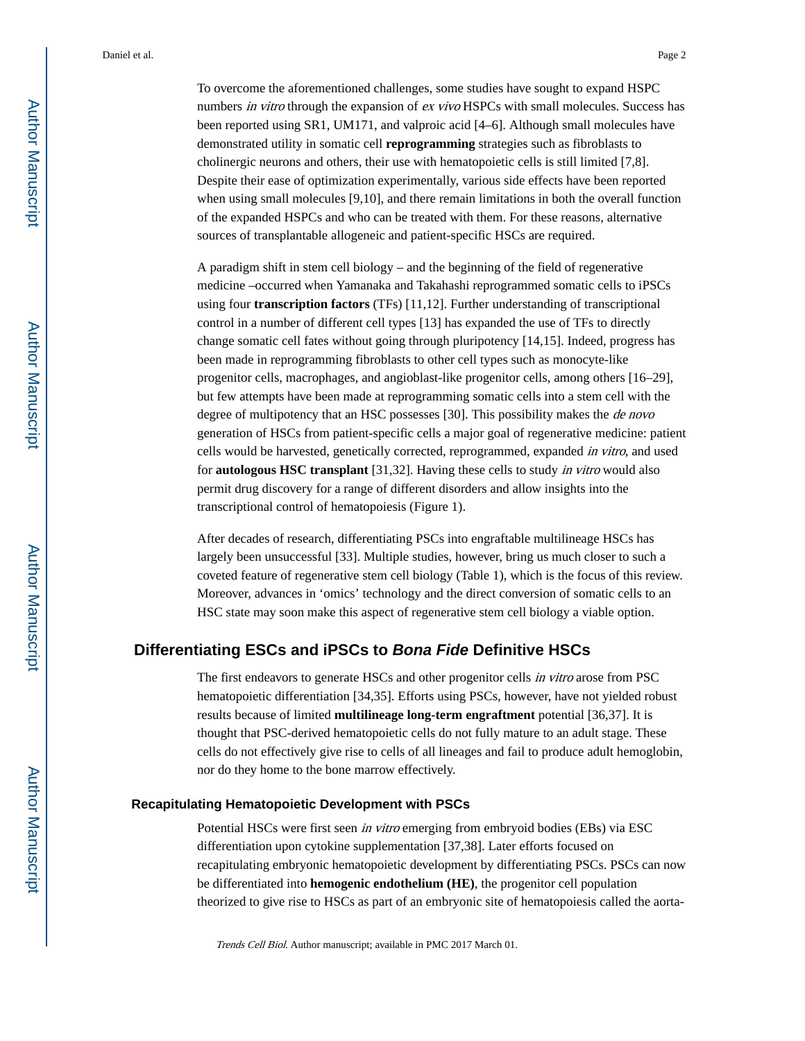To overcome the aforementioned challenges, some studies have sought to expand HSPC numbers *in vitro* through the expansion of *ex vivo* HSPCs with small molecules. Success has been reported using SR1, UM171, and valproic acid [4–6]. Although small molecules have demonstrated utility in somatic cell **reprogramming** strategies such as fibroblasts to cholinergic neurons and others, their use with hematopoietic cells is still limited [7,8]. Despite their ease of optimization experimentally, various side effects have been reported when using small molecules [9,10], and there remain limitations in both the overall function of the expanded HSPCs and who can be treated with them. For these reasons, alternative sources of transplantable allogeneic and patient-specific HSCs are required.

A paradigm shift in stem cell biology – and the beginning of the field of regenerative medicine –occurred when Yamanaka and Takahashi reprogrammed somatic cells to iPSCs using four **transcription factors** (TFs) [11,12]. Further understanding of transcriptional control in a number of different cell types [13] has expanded the use of TFs to directly change somatic cell fates without going through pluripotency [14,15]. Indeed, progress has been made in reprogramming fibroblasts to other cell types such as monocyte-like progenitor cells, macrophages, and angioblast-like progenitor cells, among others [16–29], but few attempts have been made at reprogramming somatic cells into a stem cell with the degree of multipotency that an HSC possesses [30]. This possibility makes the *de novo* generation of HSCs from patient-specific cells a major goal of regenerative medicine: patient cells would be harvested, genetically corrected, reprogrammed, expanded *in vitro*, and used for **autologous HSC transplant** [31,32]. Having these cells to study *in vitro* would also permit drug discovery for a range of different disorders and allow insights into the transcriptional control of hematopoiesis (Figure 1).

After decades of research, differentiating PSCs into engraftable multilineage HSCs has largely been unsuccessful [33]. Multiple studies, however, bring us much closer to such a coveted feature of regenerative stem cell biology (Table 1), which is the focus of this review. Moreover, advances in 'omics' technology and the direct conversion of somatic cells to an HSC state may soon make this aspect of regenerative stem cell biology a viable option.

## Differentiating ESCs and iPSCs to *Bona Fide* Definitive HSCs

The first endeavors to generate HSCs and other progenitor cells *in vitro* arose from PSC hematopoietic differentiation [34,35]. Efforts using PSCs, however, have not yielded robust results because of limited **multilineage long-term engraftment** potential [36,37]. It is thought that PSC-derived hematopoietic cells do not fully mature to an adult stage. These cells do not effectively give rise to cells of all lineages and fail to produce adult hemoglobin, nor do they home to the bone marrow effectively.

### Recapitulating Hematopoietic Development with PSCs

Potential HSCs were first seen *in vitro* emerging from embryoid bodies (EBs) via ESC differentiation upon cytokine supplementation [37,38]. Later efforts focused on recapitulating embryonic hematopoietic development by differentiating PSCs. PSCs can now be differentiated into **hemogenic endothelium (HE)**, the progenitor cell population theorized to give rise to HSCs as part of an embryonic site of hematopoiesis called the aorta-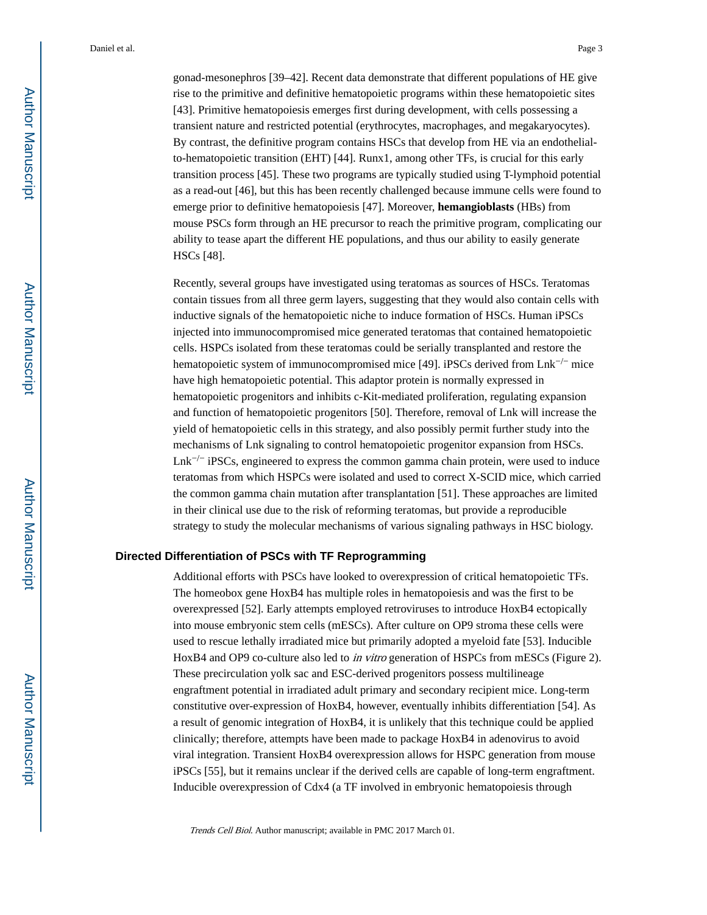gonad-mesonephros [39–42]. Recent data demonstrate that different populations of HE give rise to the primitive and definitive hematopoietic programs within these hematopoietic sites [43]. Primitive hematopoiesis emerges first during development, with cells possessing a transient nature and restricted potential (erythrocytes, macrophages, and megakaryocytes). By contrast, the definitive program contains HSCs that develop from HE via an endothelial-to-hematopoietic transition (EHT) [44]. Runx1, among other TFs, is crucial for this early transition process [45]. These two programs are typically studied using T-lymphoid potential as a read-out [46], but this has been recently challenged because immune cells were found to emerge prior to definitive hematopoiesis [47]. Moreover, **hemangioblasts** (HBs) from mouse PSCs form through an HE precursor to reach the primitive program, complicating our ability to tease apart the different HE populations, and thus our ability to easily generate HSCs [48].

Recently, several groups have investigated using teratomas as sources of HSCs. Teratomas contain tissues from all three germ layers, suggesting that they would also contain cells with inductive signals of the hematopoietic niche to induce formation of HSCs. Human iPSCs injected into immunocompromised mice generated teratomas that contained hematopoietic cells. HSPCs isolated from these teratomas could be serially transplanted and restore the hematopoietic system of immunocompromised mice [49]. iPSCs derived from Lnk$^{-/-}$ mice have high hematopoietic potential. This adaptor protein is normally expressed in hematopoietic progenitors and inhibits c-Kit-mediated proliferation, regulating expansion and function of hematopoietic progenitors [50]. Therefore, removal of Lnk will increase the yield of hematopoietic cells in this strategy, and also possibly permit further study into the mechanisms of Lnk signaling to control hematopoietic progenitor expansion from HSCs. Lnk$^{-/-}$ iPSCs, engineered to express the common gamma chain protein, were used to induce teratomas from which HSPCs were isolated and used to correct X-SCID mice, which carried the common gamma chain mutation after transplantation [51]. These approaches are limited in their clinical use due to the risk of reforming teratomas, but provide a reproducible strategy to study the molecular mechanisms of various signaling pathways in HSC biology.

## Directed Differentiation of PSCs with TF Reprogramming

Additional efforts with PSCs have looked to overexpression of critical hematopoietic TFs. The homeobox gene HoxB4 has multiple roles in hematopoiesis and was the first to be overexpressed [52]. Early attempts employed retroviruses to introduce HoxB4 ectopically into mouse embryonic stem cells (mESCs). After culture on OP9 stroma these cells were used to rescue lethally irradiated mice but primarily adopted a myeloid fate [53]. Inducible HoxB4 and OP9 co-culture also led to *in vitro* generation of HSPCs from mESCs (Figure 2). These precirculation yolk sac and ESC-derived progenitors possess multilineage engraftment potential in irradiated adult primary and secondary recipient mice. Long-term constitutive over-expression of HoxB4, however, eventually inhibits differentiation [54]. As a result of genomic integration of HoxB4, it is unlikely that this technique could be applied clinically; therefore, attempts have been made to package HoxB4 in adenovirus to avoid viral integration. Transient HoxB4 overexpression allows for HSPC generation from mouse iPSCs [55], but it remains unclear if the derived cells are capable of long-term engraftment. Inducible overexpression of Cdx4 (a TF involved in embryonic hematopoiesis through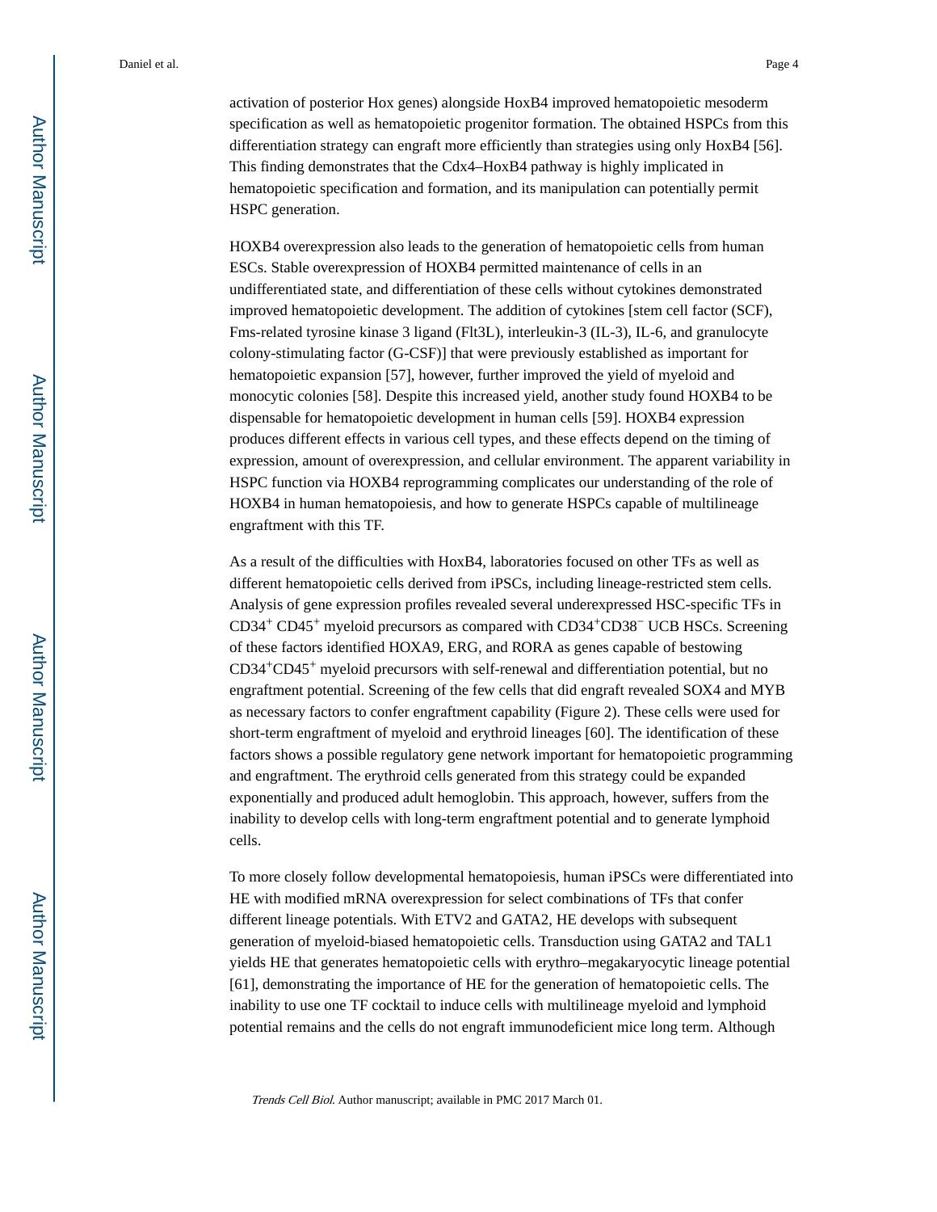activation of posterior Hox genes) alongside HoxB4 improved hematopoietic mesoderm specification as well as hematopoietic progenitor formation. The obtained HSPCs from this differentiation strategy can engraft more efficiently than strategies using only HoxB4 [56]. This finding demonstrates that the Cdx4–HoxB4 pathway is highly implicated in hematopoietic specification and formation, and its manipulation can potentially permit HSPC generation.

HOXB4 overexpression also leads to the generation of hematopoietic cells from human ESCs. Stable overexpression of HOXB4 permitted maintenance of cells in an undifferentiated state, and differentiation of these cells without cytokines demonstrated improved hematopoietic development. The addition of cytokines [stem cell factor (SCF), Fms-related tyrosine kinase 3 ligand (Flt3L), interleukin-3 (IL-3), IL-6, and granulocyte colony-stimulating factor (G-CSF)] that were previously established as important for hematopoietic expansion [57], however, further improved the yield of myeloid and monocytic colonies [58]. Despite this increased yield, another study found HOXB4 to be dispensable for hematopoietic development in human cells [59]. HOXB4 expression produces different effects in various cell types, and these effects depend on the timing of expression, amount of overexpression, and cellular environment. The apparent variability in HSPC function via HOXB4 reprogramming complicates our understanding of the role of HOXB4 in human hematopoiesis, and how to generate HSPCs capable of multilineage engraftment with this TF.

As a result of the difficulties with HoxB4, laboratories focused on other TFs as well as different hematopoietic cells derived from iPSCs, including lineage-restricted stem cells. Analysis of gene expression profiles revealed several underexpressed HSC-specific TFs in $CD34^{+}$ $CD45^{+}$ myeloid precursors as compared with $CD34^{+}CD38^{-}$ UCB HSCs. Screening of these factors identified HOXA9, ERG, and RORA as genes capable of bestowing $CD34^{+}CD45^{+}$ myeloid precursors with self-renewal and differentiation potential, but no engraftment potential. Screening of the few cells that did engraft revealed SOX4 and MYB as necessary factors to confer engraftment capability (Figure 2). These cells were used for short-term engraftment of myeloid and erythroid lineages [60]. The identification of these factors shows a possible regulatory gene network important for hematopoietic programming and engraftment. The erythroid cells generated from this strategy could be expanded exponentially and produced adult hemoglobin. This approach, however, suffers from the inability to develop cells with long-term engraftment potential and to generate lymphoid cells.

To more closely follow developmental hematopoiesis, human iPSCs were differentiated into HE with modified mRNA overexpression for select combinations of TFs that confer different lineage potentials. With ETV2 and GATA2, HE develops with subsequent generation of myeloid-biased hematopoietic cells. Transduction using GATA2 and TAL1 yields HE that generates hematopoietic cells with erythro–megakaryocytic lineage potential [61], demonstrating the importance of HE for the generation of hematopoietic cells. The inability to use one TF cocktail to induce cells with multilineage myeloid and lymphoid potential remains and the cells do not engraft immunodeficient mice long term. Although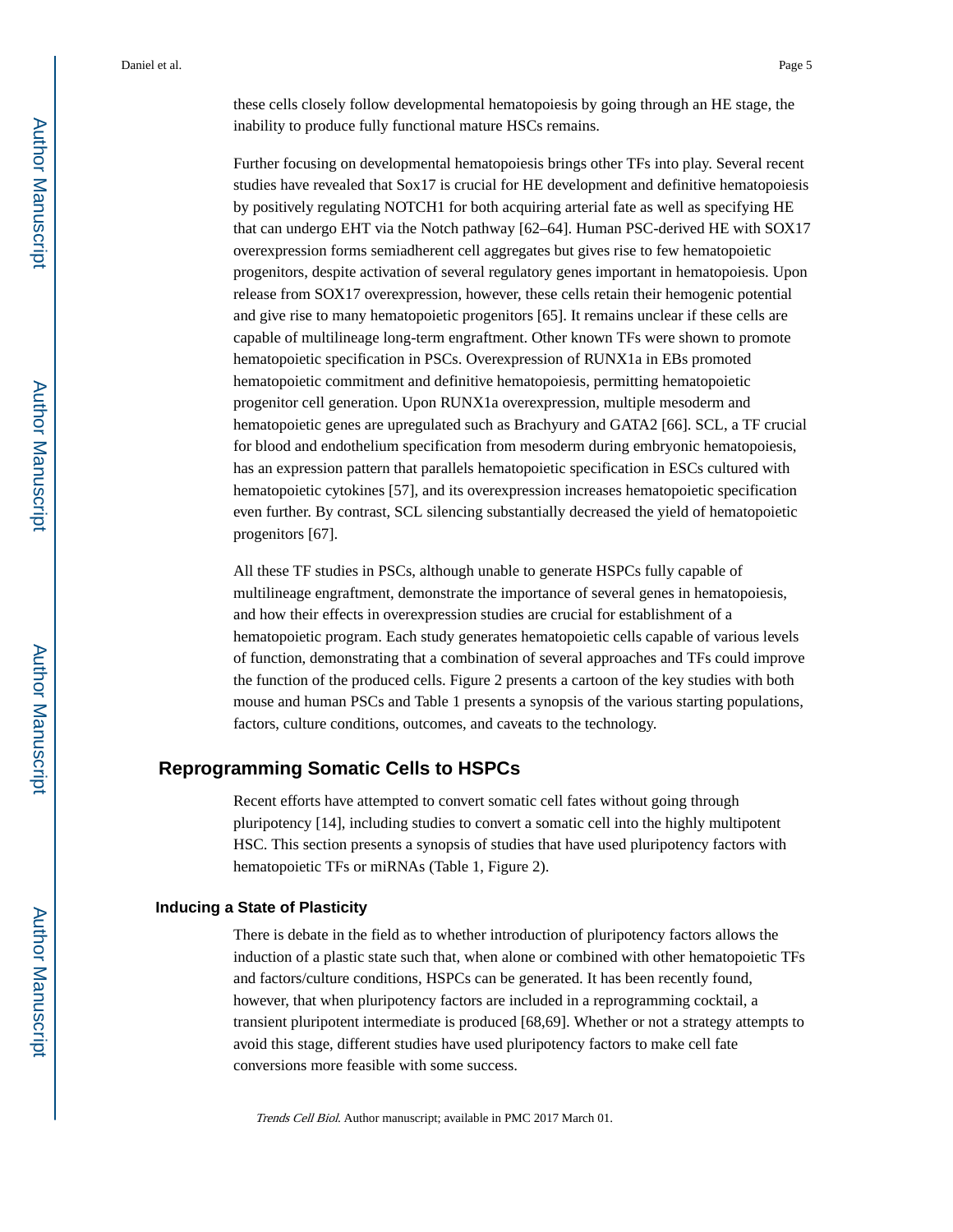these cells closely follow developmental hematopoiesis by going through an HE stage, the inability to produce fully functional mature HSCs remains.

Further focusing on developmental hematopoiesis brings other TFs into play. Several recent studies have revealed that Sox17 is crucial for HE development and definitive hematopoiesis by positively regulating NOTCH1 for both acquiring arterial fate as well as specifying HE that can undergo EHT via the Notch pathway [62–64]. Human PSC-derived HE with SOX17 overexpression forms semiadherent cell aggregates but gives rise to few hematopoietic progenitors, despite activation of several regulatory genes important in hematopoiesis. Upon release from SOX17 overexpression, however, these cells retain their hemogenic potential and give rise to many hematopoietic progenitors [65]. It remains unclear if these cells are capable of multilineage long-term engraftment. Other known TFs were shown to promote hematopoietic specification in PSCs. Overexpression of RUNX1a in EBs promoted hematopoietic commitment and definitive hematopoiesis, permitting hematopoietic progenitor cell generation. Upon RUNX1a overexpression, multiple mesoderm and hematopoietic genes are upregulated such as Brachyury and GATA2 [66]. SCL, a TF crucial for blood and endothelium specification from mesoderm during embryonic hematopoiesis, has an expression pattern that parallels hematopoietic specification in ESCs cultured with hematopoietic cytokines [57], and its overexpression increases hematopoietic specification even further. By contrast, SCL silencing substantially decreased the yield of hematopoietic progenitors [67].

All these TF studies in PSCs, although unable to generate HSPCs fully capable of multilineage engraftment, demonstrate the importance of several genes in hematopoiesis, and how their effects in overexpression studies are crucial for establishment of a hematopoietic program. Each study generates hematopoietic cells capable of various levels of function, demonstrating that a combination of several approaches and TFs could improve the function of the produced cells. Figure 2 presents a cartoon of the key studies with both mouse and human PSCs and Table 1 presents a synopsis of the various starting populations, factors, culture conditions, outcomes, and caveats to the technology.

## Reprogramming Somatic Cells to HSPCs

Recent efforts have attempted to convert somatic cell fates without going through pluripotency [14], including studies to convert a somatic cell into the highly multipotent HSC. This section presents a synopsis of studies that have used pluripotency factors with hematopoietic TFs or miRNAs (Table 1, Figure 2).

### Inducing a State of Plasticity

There is debate in the field as to whether introduction of pluripotency factors allows the induction of a plastic state such that, when alone or combined with other hematopoietic TFs and factors/culture conditions, HSPCs can be generated. It has been recently found, however, that when pluripotency factors are included in a reprogramming cocktail, a transient pluripotent intermediate is produced [68,69]. Whether or not a strategy attempts to avoid this stage, different studies have used pluripotency factors to make cell fate conversions more feasible with some success.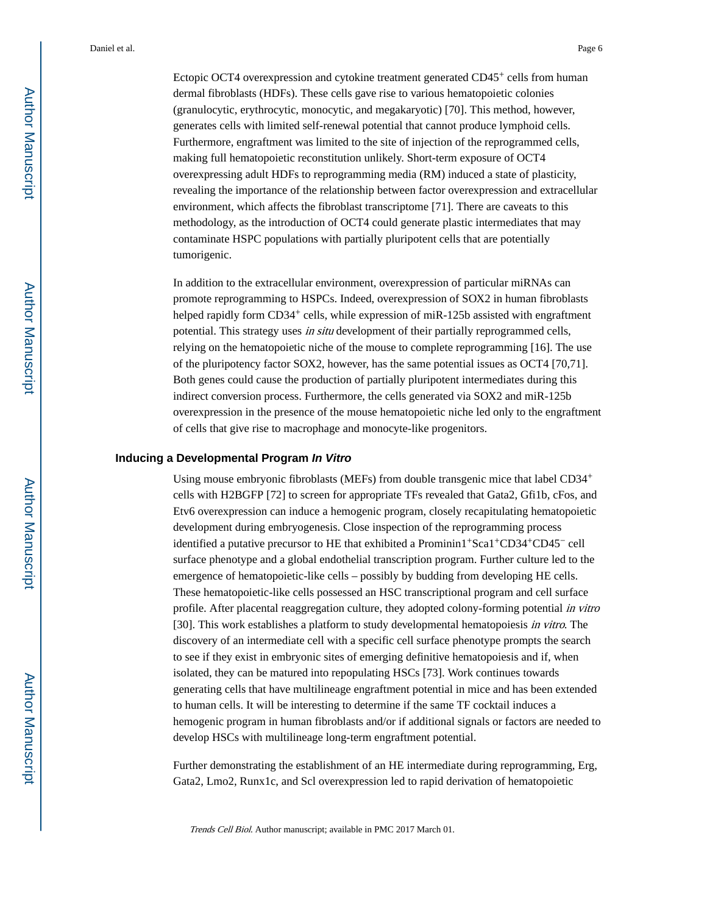Ectopic OCT4 overexpression and cytokine treatment generated CD45$^+$ cells from human dermal fibroblasts (HDFs). These cells gave rise to various hematopoietic colonies (granulocytic, erythrocytic, monocytic, and megakaryotic) [70]. This method, however, generates cells with limited self-renewal potential that cannot produce lymphoid cells. Furthermore, engraftment was limited to the site of injection of the reprogrammed cells, making full hematopoietic reconstitution unlikely. Short-term exposure of OCT4 overexpressing adult HDFs to reprogramming media (RM) induced a state of plasticity, revealing the importance of the relationship between factor overexpression and extracellular environment, which affects the fibroblast transcriptome [71]. There are caveats to this methodology, as the introduction of OCT4 could generate plastic intermediates that may contaminate HSPC populations with partially pluripotent cells that are potentially tumorigenic.

In addition to the extracellular environment, overexpression of particular miRNAs can promote reprogramming to HSPCs. Indeed, overexpression of SOX2 in human fibroblasts helped rapidly form CD34$^+$ cells, while expression of miR-125b assisted with engraftment potential. This strategy uses *in situ* development of their partially reprogrammed cells, relying on the hematopoietic niche of the mouse to complete reprogramming [16]. The use of the pluripotency factor SOX2, however, has the same potential issues as OCT4 [70,71]. Both genes could cause the production of partially pluripotent intermediates during this indirect conversion process. Furthermore, the cells generated via SOX2 and miR-125b overexpression in the presence of the mouse hematopoietic niche led only to the engraftment of cells that give rise to macrophage and monocyte-like progenitors.

## Inducing a Developmental Program *In Vitro*

Using mouse embryonic fibroblasts (MEFs) from double transgenic mice that label CD34$^+$ cells with H2BGFP [72] to screen for appropriate TFs revealed that Gata2, Gfi1b, cFos, and Etv6 overexpression can induce a hemogenic program, closely recapitulating hematopoietic development during embryogenesis. Close inspection of the reprogramming process identified a putative precursor to HE that exhibited a Prominin1$^+$Sca1$^+$CD34$^+$CD45$^-$ cell surface phenotype and a global endothelial transcription program. Further culture led to the emergence of hematopoietic-like cells – possibly by budding from developing HE cells. These hematopoietic-like cells possessed an HSC transcriptional program and cell surface profile. After placental reaggregation culture, they adopted colony-forming potential *in vitro* [30]. This work establishes a platform to study developmental hematopoiesis *in vitro*. The discovery of an intermediate cell with a specific cell surface phenotype prompts the search to see if they exist in embryonic sites of emerging definitive hematopoiesis and if, when isolated, they can be matured into repopulating HSCs [73]. Work continues towards generating cells that have multilineage engraftment potential in mice and has been extended to human cells. It will be interesting to determine if the same TF cocktail induces a hemogenic program in human fibroblasts and/or if additional signals or factors are needed to develop HSCs with multilineage long-term engraftment potential.

Further demonstrating the establishment of an HE intermediate during reprogramming, Erg, Gata2, Lmo2, Runx1c, and Scl overexpression led to rapid derivation of hematopoietic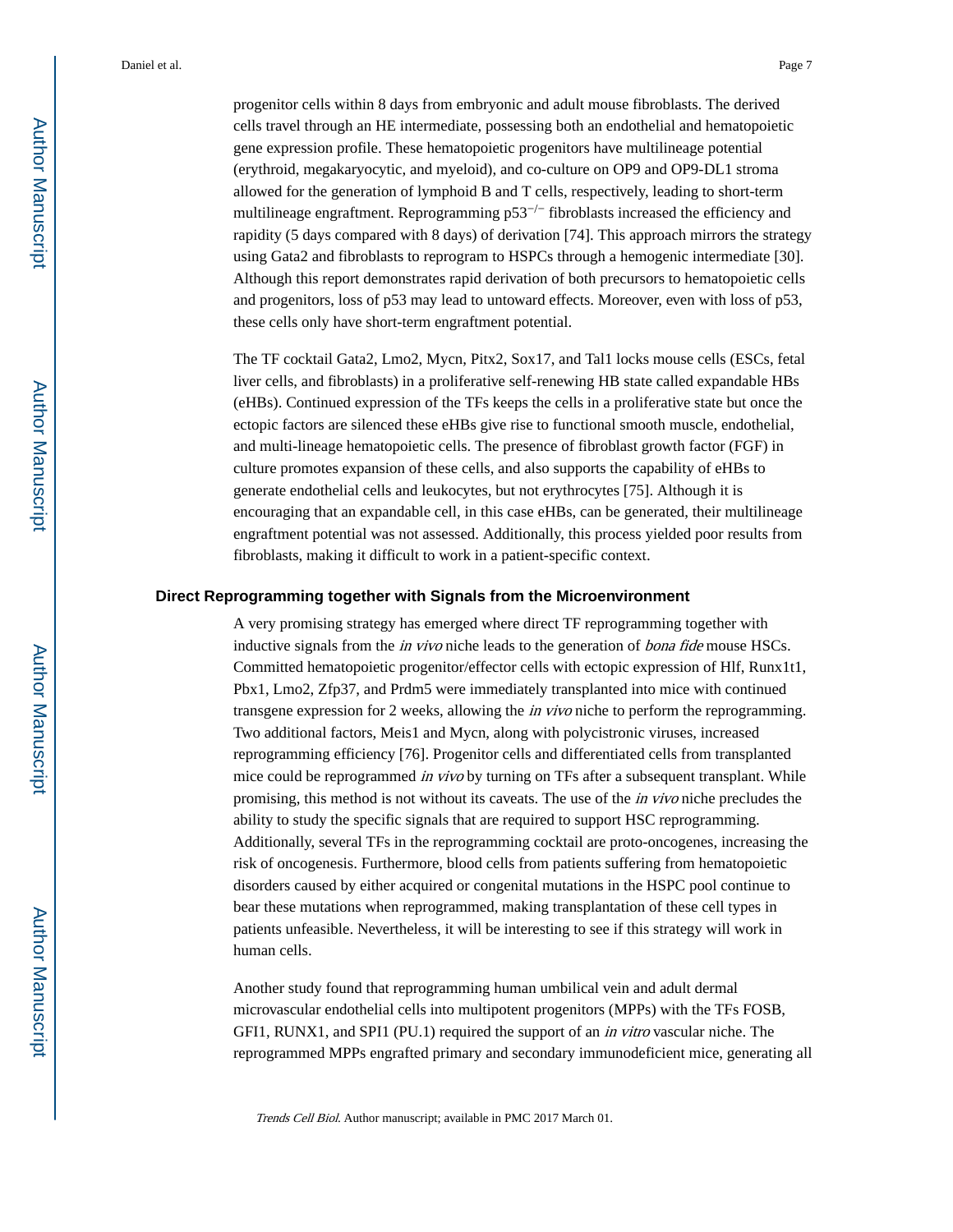progenitor cells within 8 days from embryonic and adult mouse fibroblasts. The derived cells travel through an HE intermediate, possessing both an endothelial and hematopoietic gene expression profile. These hematopoietic progenitors have multilineage potential (erythroid, megakaryocytic, and myeloid), and co-culture on OP9 and OP9-DL1 stroma allowed for the generation of lymphoid B and T cells, respectively, leading to short-term multilineage engraftment. Reprogramming p53$^{-/-}$ fibroblasts increased the efficiency and rapidity (5 days compared with 8 days) of derivation [74]. This approach mirrors the strategy using Gata2 and fibroblasts to reprogram to HSPCs through a hemogenic intermediate [30]. Although this report demonstrates rapid derivation of both precursors to hematopoietic cells and progenitors, loss of p53 may lead to untoward effects. Moreover, even with loss of p53, these cells only have short-term engraftment potential.

The TF cocktail Gata2, Lmo2, Mycn, Pitx2, Sox17, and Tal1 locks mouse cells (ESCs, fetal liver cells, and fibroblasts) in a proliferative self-renewing HB state called expandable HBs (eHBs). Continued expression of the TFs keeps the cells in a proliferative state but once the ectopic factors are silenced these eHBs give rise to functional smooth muscle, endothelial, and multi-lineage hematopoietic cells. The presence of fibroblast growth factor (FGF) in culture promotes expansion of these cells, and also supports the capability of eHBs to generate endothelial cells and leukocytes, but not erythrocytes [75]. Although it is encouraging that an expandable cell, in this case eHBs, can be generated, their multilineage engraftment potential was not assessed. Additionally, this process yielded poor results from fibroblasts, making it difficult to work in a patient-specific context.

## Direct Reprogramming together with Signals from the Microenvironment

A very promising strategy has emerged where direct TF reprogramming together with inductive signals from the *in vivo* niche leads to the generation of *bona fide* mouse HSCs. Committed hematopoietic progenitor/effector cells with ectopic expression of Hlf, Runx1t1, Pbx1, Lmo2, Zfp37, and Prdm5 were immediately transplanted into mice with continued transgene expression for 2 weeks, allowing the *in vivo* niche to perform the reprogramming. Two additional factors, Meis1 and Mycn, along with polycistronic viruses, increased reprogramming efficiency [76]. Progenitor cells and differentiated cells from transplanted mice could be reprogrammed *in vivo* by turning on TFs after a subsequent transplant. While promising, this method is not without its caveats. The use of the *in vivo* niche precludes the ability to study the specific signals that are required to support HSC reprogramming. Additionally, several TFs in the reprogramming cocktail are proto-oncogenes, increasing the risk of oncogenesis. Furthermore, blood cells from patients suffering from hematopoietic disorders caused by either acquired or congenital mutations in the HSPC pool continue to bear these mutations when reprogrammed, making transplantation of these cell types in patients unfeasible. Nevertheless, it will be interesting to see if this strategy will work in human cells.

Another study found that reprogramming human umbilical vein and adult dermal microvascular endothelial cells into multipotent progenitors (MPPs) with the TFs FOSB, GFI1, RUNX1, and SPI1 (PU.1) required the support of an *in vitro* vascular niche. The reprogrammed MPPs engrafted primary and secondary immunodeficient mice, generating all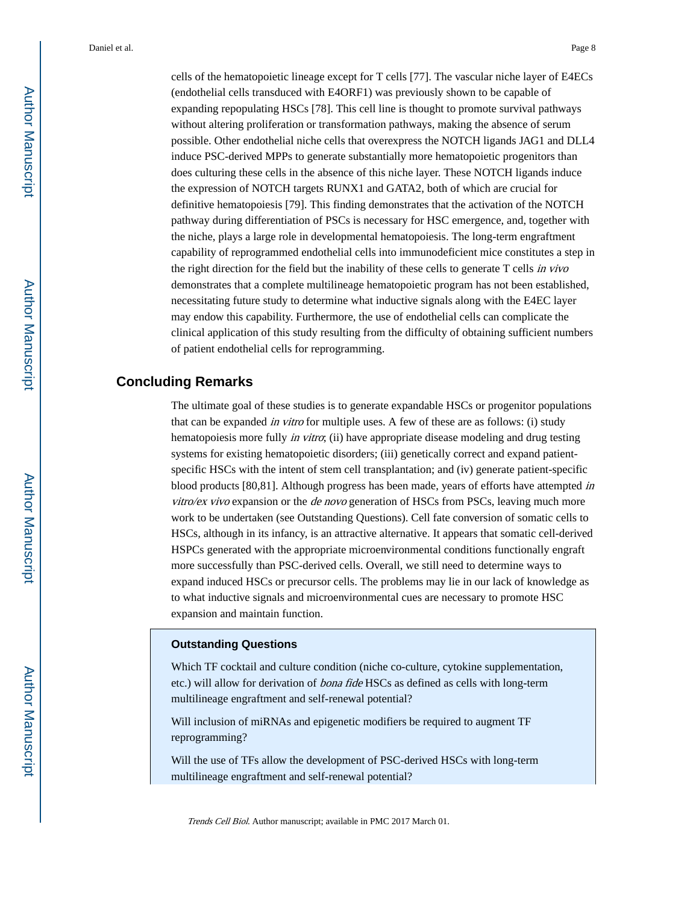cells of the hematopoietic lineage except for T cells [77]. The vascular niche layer of E4ECs (endothelial cells transduced with E4ORF1) was previously shown to be capable of expanding repopulating HSCs [78]. This cell line is thought to promote survival pathways without altering proliferation or transformation pathways, making the absence of serum possible. Other endothelial niche cells that overexpress the NOTCH ligands JAG1 and DLL4 induce PSC-derived MPPs to generate substantially more hematopoietic progenitors than does culturing these cells in the absence of this niche layer. These NOTCH ligands induce the expression of NOTCH targets RUNX1 and GATA2, both of which are crucial for definitive hematopoiesis [79]. This finding demonstrates that the activation of the NOTCH pathway during differentiation of PSCs is necessary for HSC emergence, and, together with the niche, plays a large role in developmental hematopoiesis. The long-term engraftment capability of reprogrammed endothelial cells into immunodeficient mice constitutes a step in the right direction for the field but the inability of these cells to generate T cells *in vivo* demonstrates that a complete multilineage hematopoietic program has not been established, necessitating future study to determine what inductive signals along with the E4EC layer may endow this capability. Furthermore, the use of endothelial cells can complicate the clinical application of this study resulting from the difficulty of obtaining sufficient numbers of patient endothelial cells for reprogramming.

## Concluding Remarks

The ultimate goal of these studies is to generate expandable HSCs or progenitor populations that can be expanded *in vitro* for multiple uses. A few of these are as follows: (i) study hematopoiesis more fully *in vitro*; (ii) have appropriate disease modeling and drug testing systems for existing hematopoietic disorders; (iii) genetically correct and expand patient-specific HSCs with the intent of stem cell transplantation; and (iv) generate patient-specific blood products [80,81]. Although progress has been made, years of efforts have attempted *in vitro/ex vivo* expansion or the *de novo* generation of HSCs from PSCs, leaving much more work to be undertaken (see Outstanding Questions). Cell fate conversion of somatic cells to HSCs, although in its infancy, is an attractive alternative. It appears that somatic cell-derived HSPCs generated with the appropriate microenvironmental conditions functionally engraft more successfully than PSC-derived cells. Overall, we still need to determine ways to expand induced HSCs or precursor cells. The problems may lie in our lack of knowledge as to what inductive signals and microenvironmental cues are necessary to promote HSC expansion and maintain function.

### Outstanding Questions

Which TF cocktail and culture condition (niche co-culture, cytokine supplementation, etc.) will allow for derivation of *bona fide* HSCs as defined as cells with long-term multilineage engraftment and self-renewal potential?

Will inclusion of miRNAs and epigenetic modifiers be required to augment TF reprogramming?

Will the use of TFs allow the development of PSC-derived HSCs with long-term multilineage engraftment and self-renewal potential?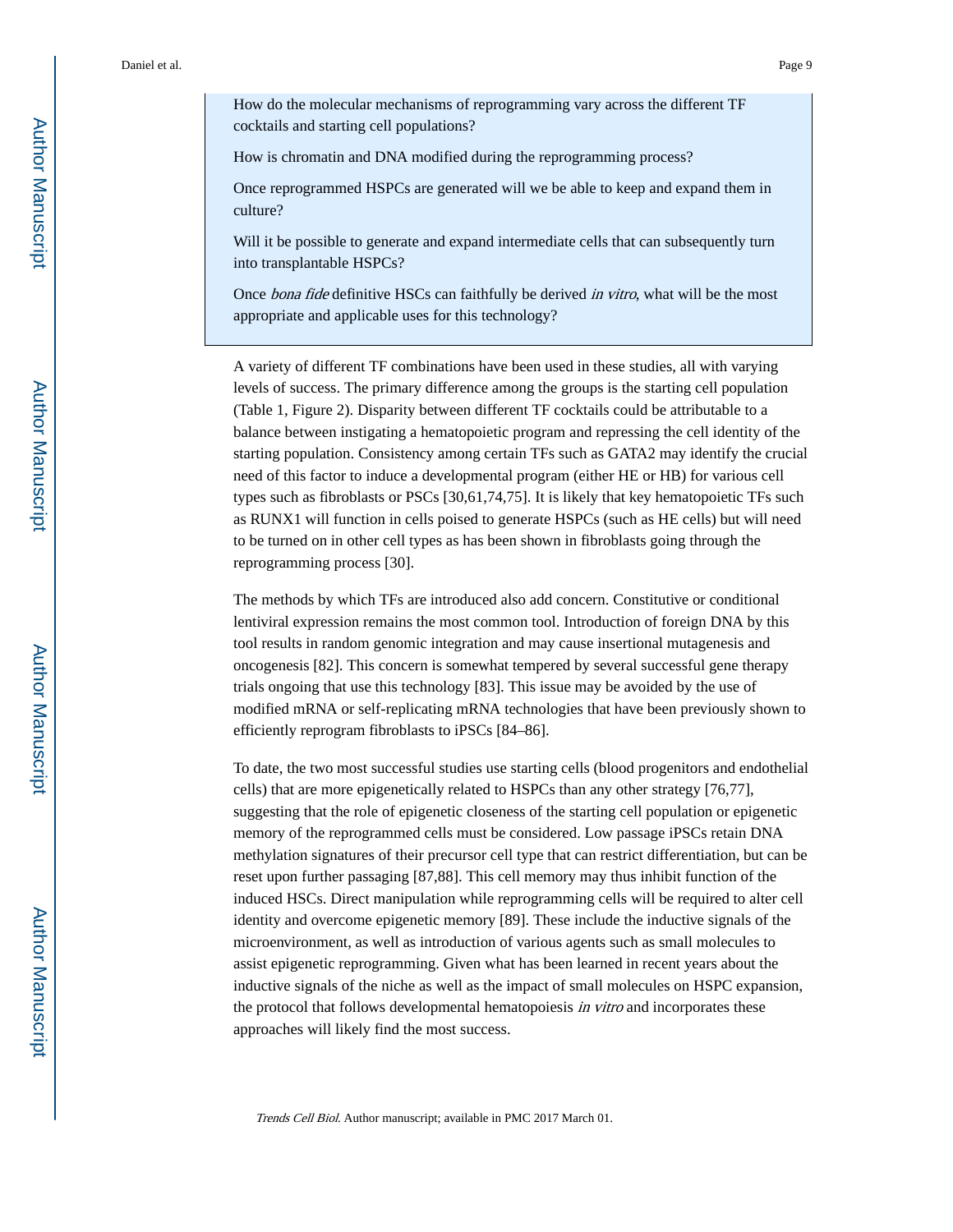How do the molecular mechanisms of reprogramming vary across the different TF cocktails and starting cell populations?

How is chromatin and DNA modified during the reprogramming process?

Once reprogrammed HSPCs are generated will we be able to keep and expand them in culture?

Will it be possible to generate and expand intermediate cells that can subsequently turn into transplantable HSPCs?

Once *bona fide* definitive HSCs can faithfully be derived *in vitro*, what will be the most appropriate and applicable uses for this technology?

A variety of different TF combinations have been used in these studies, all with varying levels of success. The primary difference among the groups is the starting cell population (Table 1, Figure 2). Disparity between different TF cocktails could be attributable to a balance between instigating a hematopoietic program and repressing the cell identity of the starting population. Consistency among certain TFs such as GATA2 may identify the crucial need of this factor to induce a developmental program (either HE or HB) for various cell types such as fibroblasts or PSCs [30,61,74,75]. It is likely that key hematopoietic TFs such as RUNX1 will function in cells poised to generate HSPCs (such as HE cells) but will need to be turned on in other cell types as has been shown in fibroblasts going through the reprogramming process [30].

The methods by which TFs are introduced also add concern. Constitutive or conditional lentiviral expression remains the most common tool. Introduction of foreign DNA by this tool results in random genomic integration and may cause insertional mutagenesis and oncogenesis [82]. This concern is somewhat tempered by several successful gene therapy trials ongoing that use this technology [83]. This issue may be avoided by the use of modified mRNA or self-replicating mRNA technologies that have been previously shown to efficiently reprogram fibroblasts to iPSCs [84–86].

To date, the two most successful studies use starting cells (blood progenitors and endothelial cells) that are more epigenetically related to HSPCs than any other strategy [76,77], suggesting that the role of epigenetic closeness of the starting cell population or epigenetic memory of the reprogrammed cells must be considered. Low passage iPSCs retain DNA methylation signatures of their precursor cell type that can restrict differentiation, but can be reset upon further passaging [87,88]. This cell memory may thus inhibit function of the induced HSCs. Direct manipulation while reprogramming cells will be required to alter cell identity and overcome epigenetic memory [89]. These include the inductive signals of the microenvironment, as well as introduction of various agents such as small molecules to assist epigenetic reprogramming. Given what has been learned in recent years about the inductive signals of the niche as well as the impact of small molecules on HSPC expansion, the protocol that follows developmental hematopoiesis *in vitro* and incorporates these approaches will likely find the most success.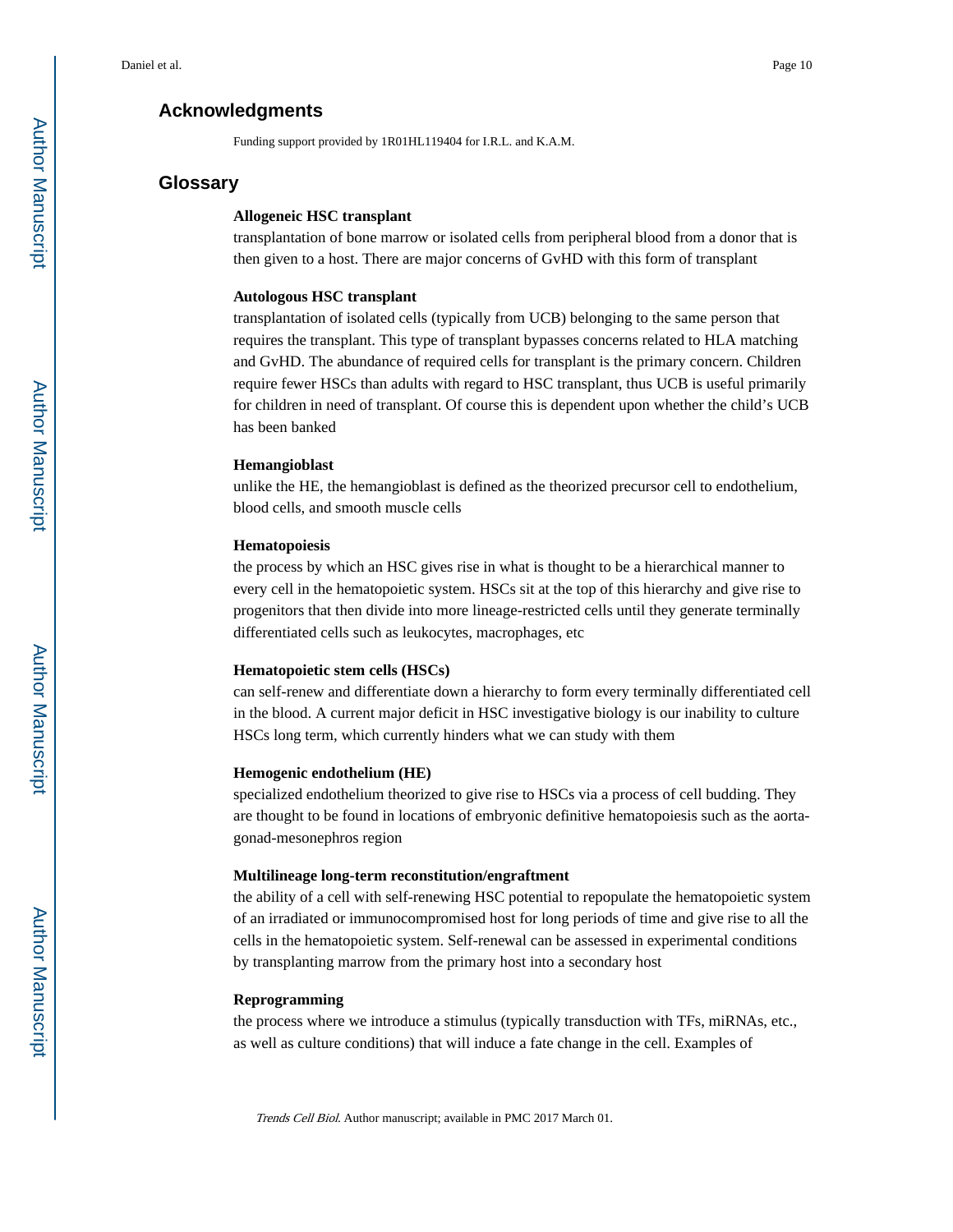## Acknowledgments

Funding support provided by 1R01HL119404 for I.R.L. and K.A.M.

## Glossary

**Allogeneic HSC transplant**

transplantation of bone marrow or isolated cells from peripheral blood from a donor that is then given to a host. There are major concerns of GvHD with this form of transplant

**Autologous HSC transplant**

transplantation of isolated cells (typically from UCB) belonging to the same person that requires the transplant. This type of transplant bypasses concerns related to HLA matching and GvHD. The abundance of required cells for transplant is the primary concern. Children require fewer HSCs than adults with regard to HSC transplant, thus UCB is useful primarily for children in need of transplant. Of course this is dependent upon whether the child's UCB has been banked

**Hemangioblast**

unlike the HE, the hemangioblast is defined as the theorized precursor cell to endothelium, blood cells, and smooth muscle cells

**Hematopoiesis**

the process by which an HSC gives rise in what is thought to be a hierarchical manner to every cell in the hematopoietic system. HSCs sit at the top of this hierarchy and give rise to progenitors that then divide into more lineage-restricted cells until they generate terminally differentiated cells such as leukocytes, macrophages, etc

**Hematopoietic stem cells (HSCs)**

can self-renew and differentiate down a hierarchy to form every terminally differentiated cell in the blood. A current major deficit in HSC investigative biology is our inability to culture HSCs long term, which currently hinders what we can study with them

**Hemogenic endothelium (HE)**

specialized endothelium theorized to give rise to HSCs via a process of cell budding. They are thought to be found in locations of embryonic definitive hematopoiesis such as the aorta-gonad-mesonephros region

**Multilineage long-term reconstitution/engraftment**

the ability of a cell with self-renewing HSC potential to repopulate the hematopoietic system of an irradiated or immunocompromised host for long periods of time and give rise to all the cells in the hematopoietic system. Self-renewal can be assessed in experimental conditions by transplanting marrow from the primary host into a secondary host

**Reprogramming**

the process where we introduce a stimulus (typically transduction with TFs, miRNAs, etc., as well as culture conditions) that will induce a fate change in the cell. Examples of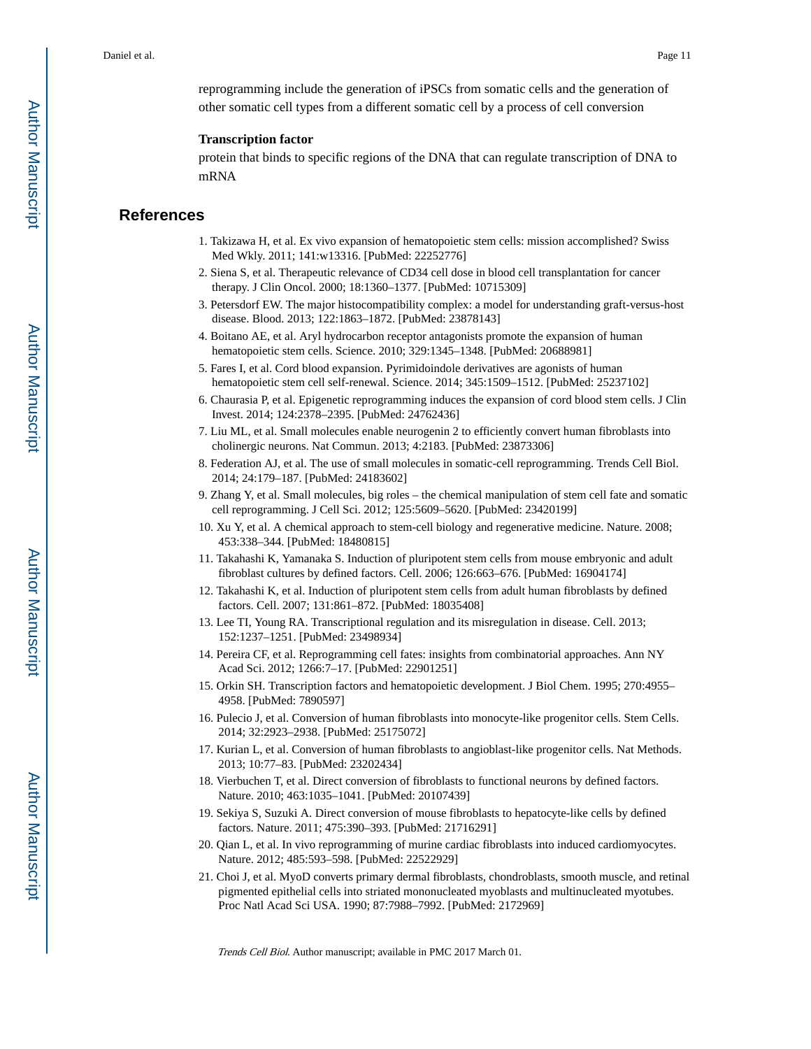reprogramming include the generation of iPSCs from somatic cells and the generation of other somatic cell types from a different somatic cell by a process of cell conversion

**Transcription factor**

protein that binds to specific regions of the DNA that can regulate transcription of DNA to mRNA

## References

1. Takizawa H, et al. Ex vivo expansion of hematopoietic stem cells: mission accomplished? Swiss Med Wkly. 2011; 141:w13316. [PubMed: 22252776]
2. Siena S, et al. Therapeutic relevance of CD34 cell dose in blood cell transplantation for cancer therapy. J Clin Oncol. 2000; 18:1360–1377. [PubMed: 10715309]
3. Petersdorf EW. The major histocompatibility complex: a model for understanding graft-versus-host disease. Blood. 2013; 122:1863–1872. [PubMed: 23878143]
4. Boitano AE, et al. Aryl hydrocarbon receptor antagonists promote the expansion of human hematopoietic stem cells. Science. 2010; 329:1345–1348. [PubMed: 20688981]
5. Fares I, et al. Cord blood expansion. Pyrimidoindole derivatives are agonists of human hematopoietic stem cell self-renewal. Science. 2014; 345:1509–1512. [PubMed: 25237102]
6. Chaurasia P, et al. Epigenetic reprogramming induces the expansion of cord blood stem cells. J Clin Invest. 2014; 124:2378–2395. [PubMed: 24762436]
7. Liu ML, et al. Small molecules enable neurogenin 2 to efficiently convert human fibroblasts into cholinergic neurons. Nat Commun. 2013; 4:2183. [PubMed: 23873306]
8. Federation AJ, et al. The use of small molecules in somatic-cell reprogramming. Trends Cell Biol. 2014; 24:179–187. [PubMed: 24183602]
9. Zhang Y, et al. Small molecules, big roles – the chemical manipulation of stem cell fate and somatic cell reprogramming. J Cell Sci. 2012; 125:5609–5620. [PubMed: 23420199]
10. Xu Y, et al. A chemical approach to stem-cell biology and regenerative medicine. Nature. 2008; 453:338–344. [PubMed: 18480815]
11. Takahashi K, Yamanaka S. Induction of pluripotent stem cells from mouse embryonic and adult fibroblast cultures by defined factors. Cell. 2006; 126:663–676. [PubMed: 16904174]
12. Takahashi K, et al. Induction of pluripotent stem cells from adult human fibroblasts by defined factors. Cell. 2007; 131:861–872. [PubMed: 18035408]
13. Lee TI, Young RA. Transcriptional regulation and its misregulation in disease. Cell. 2013; 152:1237–1251. [PubMed: 23498934]
14. Pereira CF, et al. Reprogramming cell fates: insights from combinatorial approaches. Ann NY Acad Sci. 2012; 1266:7–17. [PubMed: 22901251]
15. Orkin SH. Transcription factors and hematopoietic development. J Biol Chem. 1995; 270:4955–4958. [PubMed: 7890597]
16. Pulecio J, et al. Conversion of human fibroblasts into monocyte-like progenitor cells. Stem Cells. 2014; 32:2923–2938. [PubMed: 25175072]
17. Kurian L, et al. Conversion of human fibroblasts to angioblast-like progenitor cells. Nat Methods. 2013; 10:77–83. [PubMed: 23202434]
18. Vierbuchen T, et al. Direct conversion of fibroblasts to functional neurons by defined factors. Nature. 2010; 463:1035–1041. [PubMed: 20107439]
19. Sekiya S, Suzuki A. Direct conversion of mouse fibroblasts to hepatocyte-like cells by defined factors. Nature. 2011; 475:390–393. [PubMed: 21716291]
20. Qian L, et al. In vivo reprogramming of murine cardiac fibroblasts into induced cardiomyocytes. Nature. 2012; 485:593–598. [PubMed: 22522929]
21. Choi J, et al. MyoD converts primary dermal fibroblasts, chondroblasts, smooth muscle, and retinal pigmented epithelial cells into striated mononucleated myoblasts and multinucleated myotubes. Proc Natl Acad Sci USA. 1990; 87:7988–7992. [PubMed: 2172969]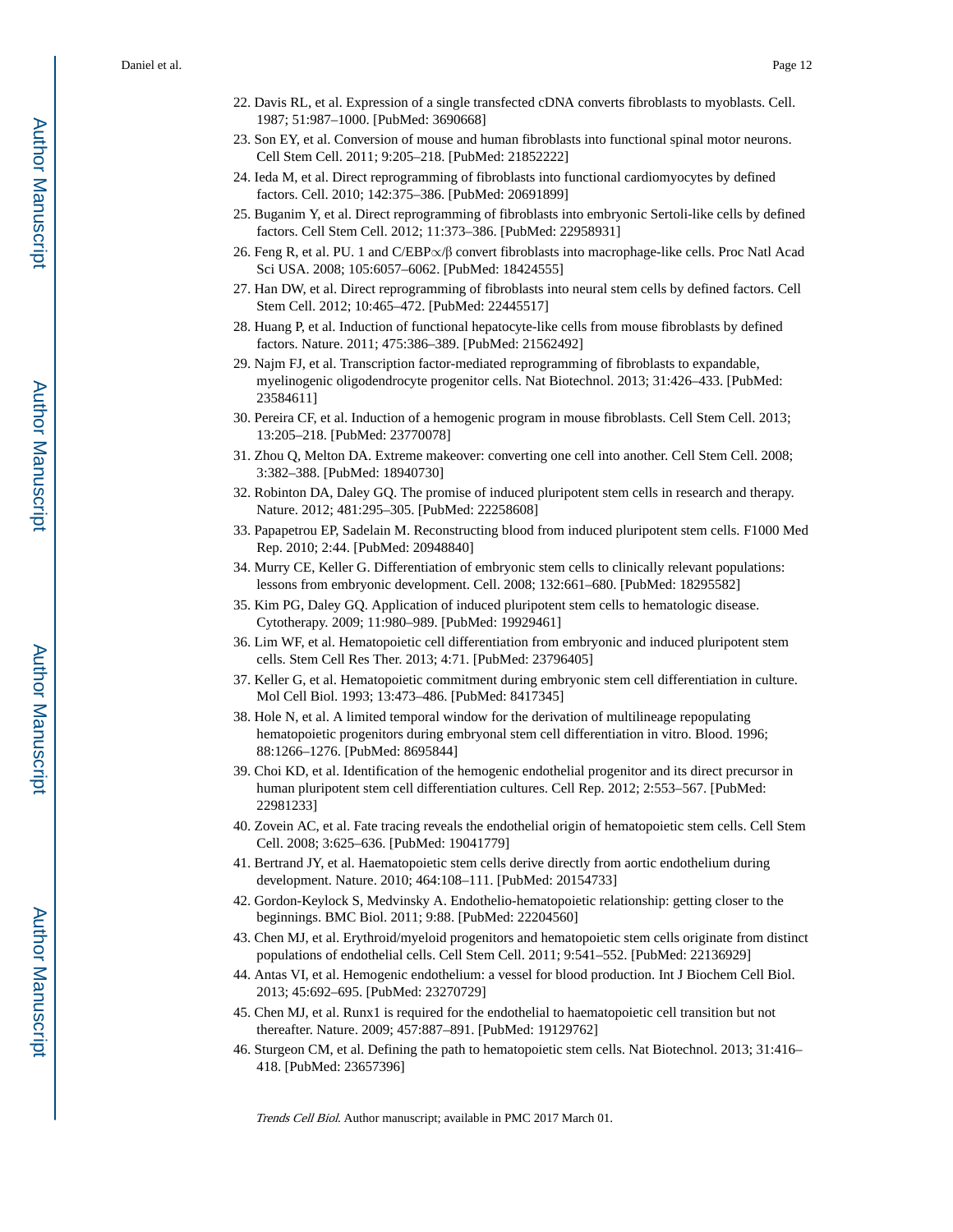22. Davis RL, et al. Expression of a single transfected cDNA converts fibroblasts to myoblasts. Cell. 1987; 51:987–1000. [PubMed: 3690668]
23. Son EY, et al. Conversion of mouse and human fibroblasts into functional spinal motor neurons. Cell Stem Cell. 2011; 9:205–218. [PubMed: 21852222]
24. Ieda M, et al. Direct reprogramming of fibroblasts into functional cardiomyocytes by defined factors. Cell. 2010; 142:375–386. [PubMed: 20691899]
25. Buganim Y, et al. Direct reprogramming of fibroblasts into embryonic Sertoli-like cells by defined factors. Cell Stem Cell. 2012; 11:373–386. [PubMed: 22958931]
26. Feng R, et al. PU. 1 and C/EBP∝/β convert fibroblasts into macrophage-like cells. Proc Natl Acad Sci USA. 2008; 105:6057–6062. [PubMed: 18424555]
27. Han DW, et al. Direct reprogramming of fibroblasts into neural stem cells by defined factors. Cell Stem Cell. 2012; 10:465–472. [PubMed: 22445517]
28. Huang P, et al. Induction of functional hepatocyte-like cells from mouse fibroblasts by defined factors. Nature. 2011; 475:386–389. [PubMed: 21562492]
29. Najm FJ, et al. Transcription factor-mediated reprogramming of fibroblasts to expandable, myelinogenic oligodendrocyte progenitor cells. Nat Biotechnol. 2013; 31:426–433. [PubMed: 23584611]
30. Pereira CF, et al. Induction of a hemogenic program in mouse fibroblasts. Cell Stem Cell. 2013; 13:205–218. [PubMed: 23770078]
31. Zhou Q, Melton DA. Extreme makeover: converting one cell into another. Cell Stem Cell. 2008; 3:382–388. [PubMed: 18940730]
32. Robinton DA, Daley GQ. The promise of induced pluripotent stem cells in research and therapy. Nature. 2012; 481:295–305. [PubMed: 22258608]
33. Papapetrou EP, Sadelain M. Reconstructing blood from induced pluripotent stem cells. F1000 Med Rep. 2010; 2:44. [PubMed: 20948840]
34. Murry CE, Keller G. Differentiation of embryonic stem cells to clinically relevant populations: lessons from embryonic development. Cell. 2008; 132:661–680. [PubMed: 18295582]
35. Kim PG, Daley GQ. Application of induced pluripotent stem cells to hematologic disease. Cytotherapy. 2009; 11:980–989. [PubMed: 19929461]
36. Lim WF, et al. Hematopoietic cell differentiation from embryonic and induced pluripotent stem cells. Stem Cell Res Ther. 2013; 4:71. [PubMed: 23796405]
37. Keller G, et al. Hematopoietic commitment during embryonic stem cell differentiation in culture. Mol Cell Biol. 1993; 13:473–486. [PubMed: 8417345]
38. Hole N, et al. A limited temporal window for the derivation of multilineage repopulating hematopoietic progenitors during embryonal stem cell differentiation in vitro. Blood. 1996; 88:1266–1276. [PubMed: 8695844]
39. Choi KD, et al. Identification of the hemogenic endothelial progenitor and its direct precursor in human pluripotent stem cell differentiation cultures. Cell Rep. 2012; 2:553–567. [PubMed: 22981233]
40. Zovein AC, et al. Fate tracing reveals the endothelial origin of hematopoietic stem cells. Cell Stem Cell. 2008; 3:625–636. [PubMed: 19041779]
41. Bertrand JY, et al. Haematopoietic stem cells derive directly from aortic endothelium during development. Nature. 2010; 464:108–111. [PubMed: 20154733]
42. Gordon-Keylock S, Medvinsky A. Endothelio-hematopoietic relationship: getting closer to the beginnings. BMC Biol. 2011; 9:88. [PubMed: 22204560]
43. Chen MJ, et al. Erythroid/myeloid progenitors and hematopoietic stem cells originate from distinct populations of endothelial cells. Cell Stem Cell. 2011; 9:541–552. [PubMed: 22136929]
44. Antas VI, et al. Hemogenic endothelium: a vessel for blood production. Int J Biochem Cell Biol. 2013; 45:692–695. [PubMed: 23270729]
45. Chen MJ, et al. Runx1 is required for the endothelial to haematopoietic cell transition but not thereafter. Nature. 2009; 457:887–891. [PubMed: 19129762]
46. Sturgeon CM, et al. Defining the path to hematopoietic stem cells. Nat Biotechnol. 2013; 31:416–418. [PubMed: 23657396]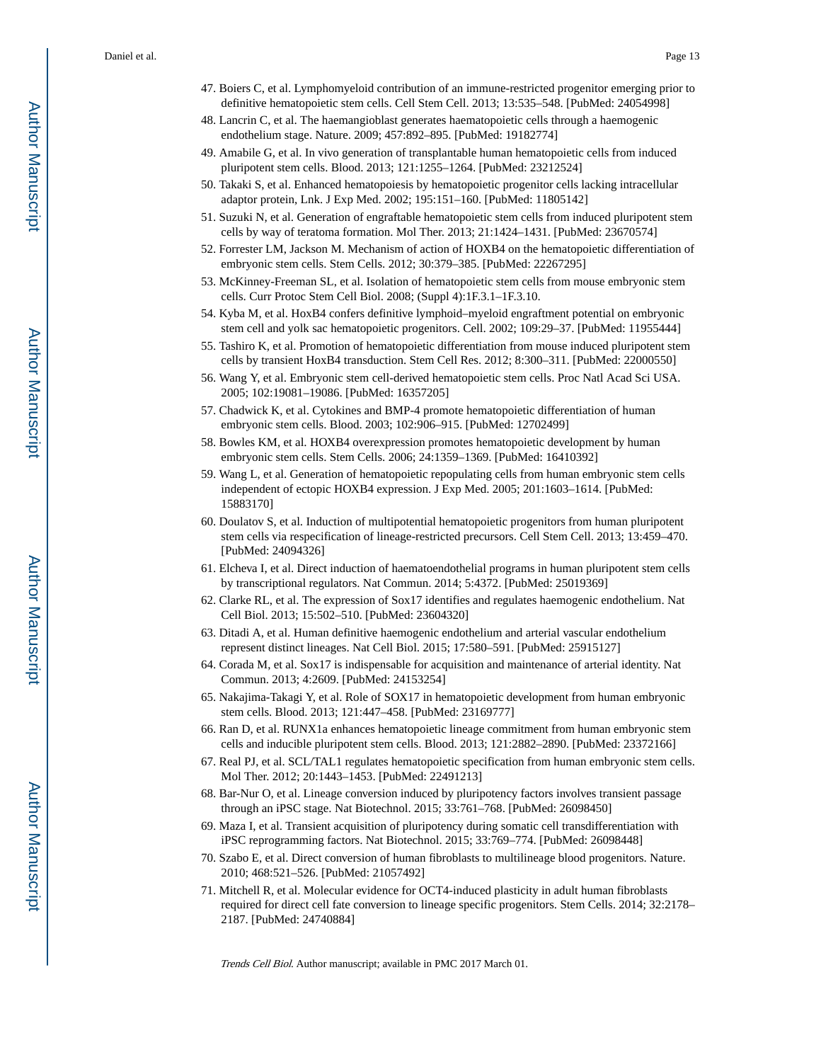47. Boiers C, et al. Lymphomyeloid contribution of an immune-restricted progenitor emerging prior to definitive hematopoietic stem cells. Cell Stem Cell. 2013; 13:535–548. [PubMed: 24054998]
48. Lancrin C, et al. The haemangioblast generates haematopoietic cells through a haemogenic endothelium stage. Nature. 2009; 457:892–895. [PubMed: 19182774]
49. Amabile G, et al. In vivo generation of transplantable human hematopoietic cells from induced pluripotent stem cells. Blood. 2013; 121:1255–1264. [PubMed: 23212524]
50. Takaki S, et al. Enhanced hematopoiesis by hematopoietic progenitor cells lacking intracellular adaptor protein, Lnk. J Exp Med. 2002; 195:151–160. [PubMed: 11805142]
51. Suzuki N, et al. Generation of engraftable hematopoietic stem cells from induced pluripotent stem cells by way of teratoma formation. Mol Ther. 2013; 21:1424–1431. [PubMed: 23670574]
52. Forrester LM, Jackson M. Mechanism of action of HOXB4 on the hematopoietic differentiation of embryonic stem cells. Stem Cells. 2012; 30:379–385. [PubMed: 22267295]
53. McKinney-Freeman SL, et al. Isolation of hematopoietic stem cells from mouse embryonic stem cells. Curr Protoc Stem Cell Biol. 2008; (Suppl 4):1F.3.1–1F.3.10.
54. Kyba M, et al. HoxB4 confers definitive lymphoid–myeloid engraftment potential on embryonic stem cell and yolk sac hematopoietic progenitors. Cell. 2002; 109:29–37. [PubMed: 11955444]
55. Tashiro K, et al. Promotion of hematopoietic differentiation from mouse induced pluripotent stem cells by transient HoxB4 transduction. Stem Cell Res. 2012; 8:300–311. [PubMed: 22000550]
56. Wang Y, et al. Embryonic stem cell-derived hematopoietic stem cells. Proc Natl Acad Sci USA. 2005; 102:19081–19086. [PubMed: 16357205]
57. Chadwick K, et al. Cytokines and BMP-4 promote hematopoietic differentiation of human embryonic stem cells. Blood. 2003; 102:906–915. [PubMed: 12702499]
58. Bowles KM, et al. HOXB4 overexpression promotes hematopoietic development by human embryonic stem cells. Stem Cells. 2006; 24:1359–1369. [PubMed: 16410392]
59. Wang L, et al. Generation of hematopoietic repopulating cells from human embryonic stem cells independent of ectopic HOXB4 expression. J Exp Med. 2005; 201:1603–1614. [PubMed: 15883170]
60. Doulatov S, et al. Induction of multipotential hematopoietic progenitors from human pluripotent stem cells via respecification of lineage-restricted precursors. Cell Stem Cell. 2013; 13:459–470. [PubMed: 24094326]
61. Elcheva I, et al. Direct induction of haematoendothelial programs in human pluripotent stem cells by transcriptional regulators. Nat Commun. 2014; 5:4372. [PubMed: 25019369]
62. Clarke RL, et al. The expression of Sox17 identifies and regulates haemogenic endothelium. Nat Cell Biol. 2013; 15:502–510. [PubMed: 23604320]
63. Ditadi A, et al. Human definitive haemogenic endothelium and arterial vascular endothelium represent distinct lineages. Nat Cell Biol. 2015; 17:580–591. [PubMed: 25915127]
64. Corada M, et al. Sox17 is indispensable for acquisition and maintenance of arterial identity. Nat Commun. 2013; 4:2609. [PubMed: 24153254]
65. Nakajima-Takagi Y, et al. Role of SOX17 in hematopoietic development from human embryonic stem cells. Blood. 2013; 121:447–458. [PubMed: 23169777]
66. Ran D, et al. RUNX1a enhances hematopoietic lineage commitment from human embryonic stem cells and inducible pluripotent stem cells. Blood. 2013; 121:2882–2890. [PubMed: 23372166]
67. Real PJ, et al. SCL/TAL1 regulates hematopoietic specification from human embryonic stem cells. Mol Ther. 2012; 20:1443–1453. [PubMed: 22491213]
68. Bar-Nur O, et al. Lineage conversion induced by pluripotency factors involves transient passage through an iPSC stage. Nat Biotechnol. 2015; 33:761–768. [PubMed: 26098450]
69. Maza I, et al. Transient acquisition of pluripotency during somatic cell transdifferentiation with iPSC reprogramming factors. Nat Biotechnol. 2015; 33:769–774. [PubMed: 26098448]
70. Szabo E, et al. Direct conversion of human fibroblasts to multilineage blood progenitors. Nature. 2010; 468:521–526. [PubMed: 21057492]
71. Mitchell R, et al. Molecular evidence for OCT4-induced plasticity in adult human fibroblasts required for direct cell fate conversion to lineage specific progenitors. Stem Cells. 2014; 32:2178–2187. [PubMed: 24740884]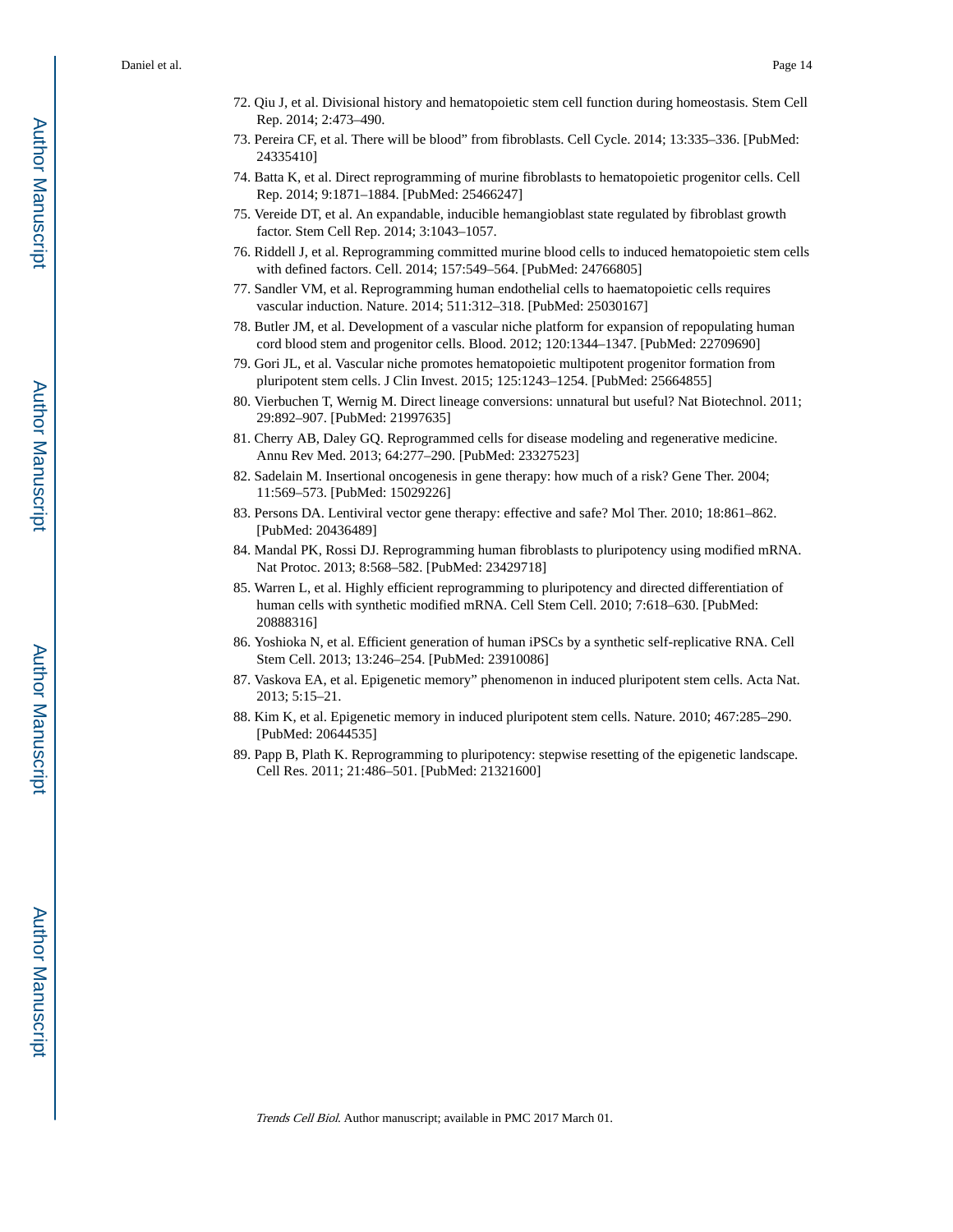72. Qiu J, et al. Divisional history and hematopoietic stem cell function during homeostasis. Stem Cell Rep. 2014; 2:473–490.
73. Pereira CF, et al. There will be blood" from fibroblasts. Cell Cycle. 2014; 13:335–336. [PubMed: 24335410]
74. Batta K, et al. Direct reprogramming of murine fibroblasts to hematopoietic progenitor cells. Cell Rep. 2014; 9:1871–1884. [PubMed: 25466247]
75. Vereide DT, et al. An expandable, inducible hemangioblast state regulated by fibroblast growth factor. Stem Cell Rep. 2014; 3:1043–1057.
76. Riddell J, et al. Reprogramming committed murine blood cells to induced hematopoietic stem cells with defined factors. Cell. 2014; 157:549–564. [PubMed: 24766805]
77. Sandler VM, et al. Reprogramming human endothelial cells to haematopoietic cells requires vascular induction. Nature. 2014; 511:312–318. [PubMed: 25030167]
78. Butler JM, et al. Development of a vascular niche platform for expansion of repopulating human cord blood stem and progenitor cells. Blood. 2012; 120:1344–1347. [PubMed: 22709690]
79. Gori JL, et al. Vascular niche promotes hematopoietic multipotent progenitor formation from pluripotent stem cells. J Clin Invest. 2015; 125:1243–1254. [PubMed: 25664855]
80. Vierbuchen T, Wernig M. Direct lineage conversions: unnatural but useful? Nat Biotechnol. 2011; 29:892–907. [PubMed: 21997635]
81. Cherry AB, Daley GQ. Reprogrammed cells for disease modeling and regenerative medicine. Annu Rev Med. 2013; 64:277–290. [PubMed: 23327523]
82. Sadelain M. Insertional oncogenesis in gene therapy: how much of a risk? Gene Ther. 2004; 11:569–573. [PubMed: 15029226]
83. Persons DA. Lentiviral vector gene therapy: effective and safe? Mol Ther. 2010; 18:861–862. [PubMed: 20436489]
84. Mandal PK, Rossi DJ. Reprogramming human fibroblasts to pluripotency using modified mRNA. Nat Protoc. 2013; 8:568–582. [PubMed: 23429718]
85. Warren L, et al. Highly efficient reprogramming to pluripotency and directed differentiation of human cells with synthetic modified mRNA. Cell Stem Cell. 2010; 7:618–630. [PubMed: 20888316]
86. Yoshioka N, et al. Efficient generation of human iPSCs by a synthetic self-replicative RNA. Cell Stem Cell. 2013; 13:246–254. [PubMed: 23910086]
87. Vaskova EA, et al. Epigenetic memory" phenomenon in induced pluripotent stem cells. Acta Nat. 2013; 5:15–21.
88. Kim K, et al. Epigenetic memory in induced pluripotent stem cells. Nature. 2010; 467:285–290. [PubMed: 20644535]
89. Papp B, Plath K. Reprogramming to pluripotency: stepwise resetting of the epigenetic landscape. Cell Res. 2011; 21:486–501. [PubMed: 21321600]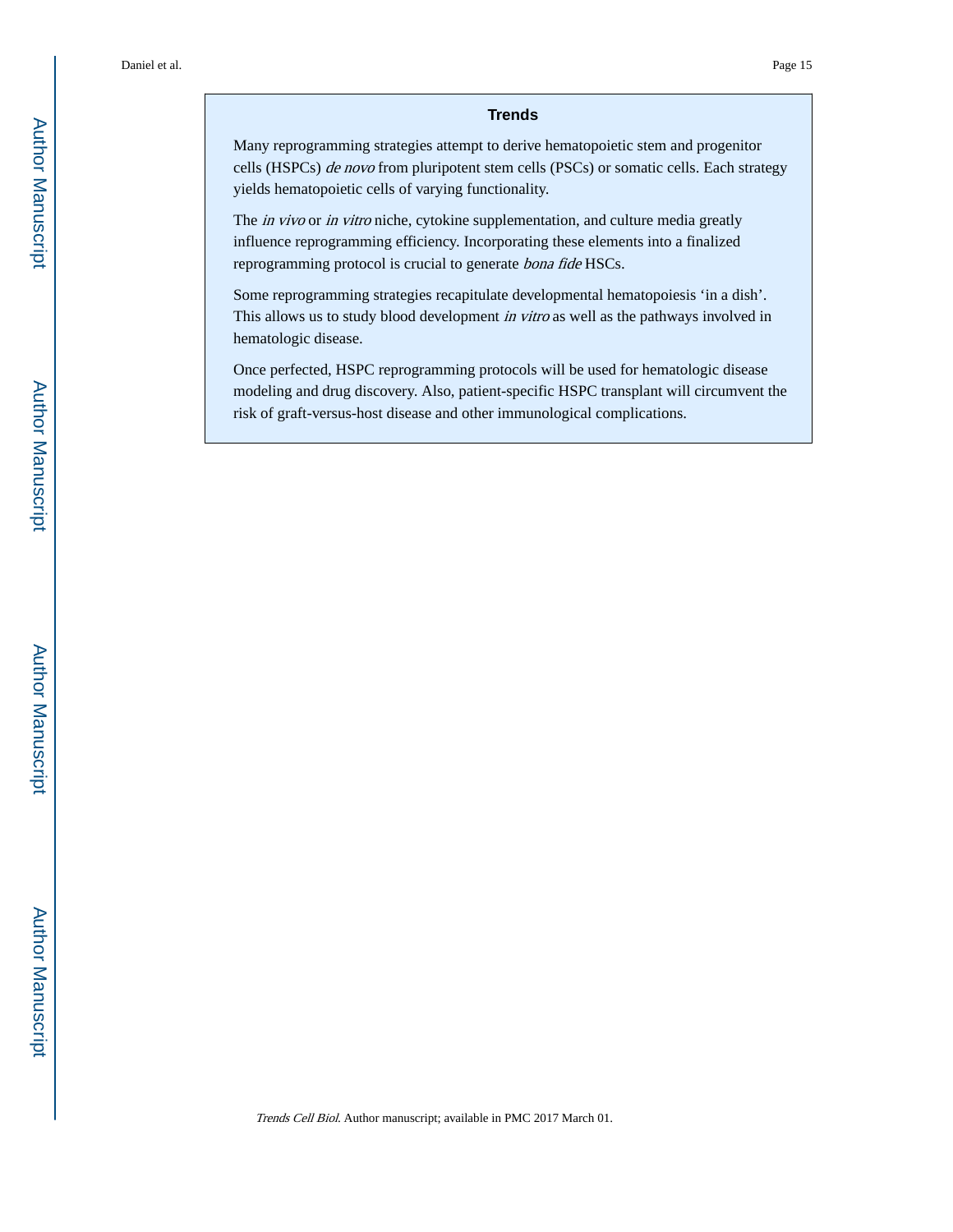## Trends

Many reprogramming strategies attempt to derive hematopoietic stem and progenitor cells (HSPCs) *de novo* from pluripotent stem cells (PSCs) or somatic cells. Each strategy yields hematopoietic cells of varying functionality.

The *in vivo* or *in vitro* niche, cytokine supplementation, and culture media greatly influence reprogramming efficiency. Incorporating these elements into a finalized reprogramming protocol is crucial to generate *bona fide* HSCs.

Some reprogramming strategies recapitulate developmental hematopoiesis 'in a dish'. This allows us to study blood development *in vitro* as well as the pathways involved in hematologic disease.

Once perfected, HSPC reprogramming protocols will be used for hematologic disease modeling and drug discovery. Also, patient-specific HSPC transplant will circumvent the risk of graft-versus-host disease and other immunological complications.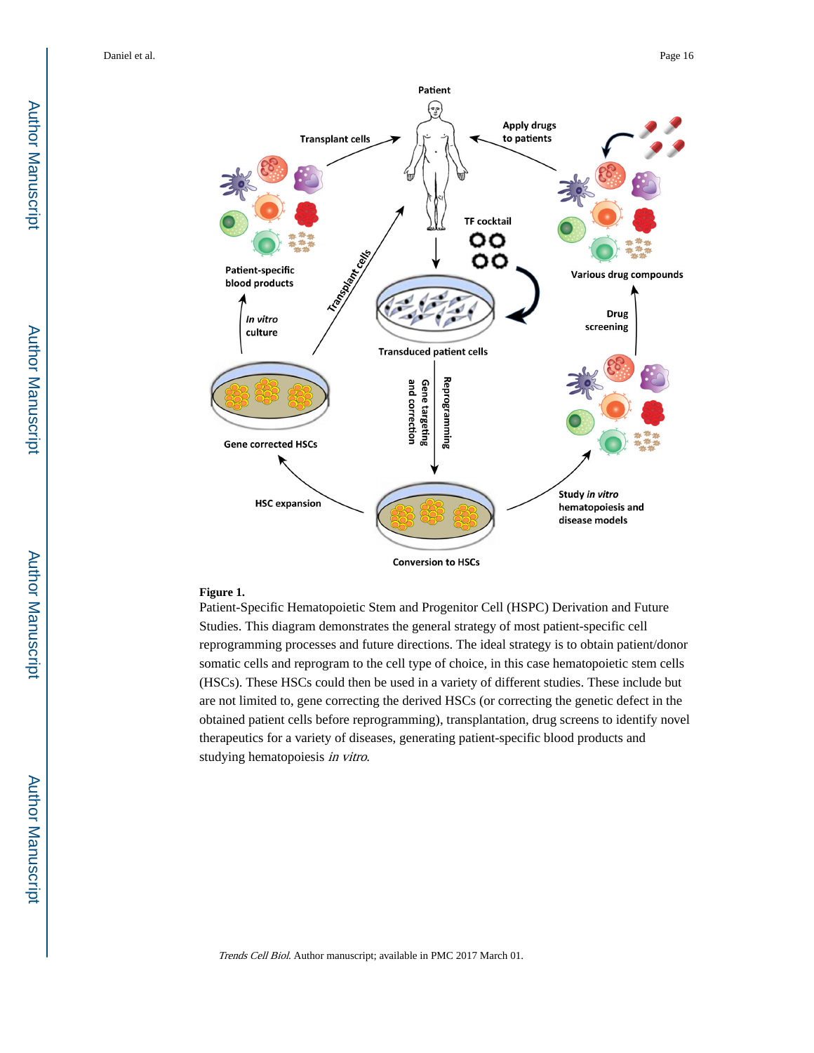**Figure 1.**

Patient-Specific Hematopoietic Stem and Progenitor Cell (HSPC) Derivation and Future Studies. This diagram demonstrates the general strategy of most patient-specific cell reprogramming processes and future directions. The ideal strategy is to obtain patient/donor somatic cells and reprogram to the cell type of choice, in this case hematopoietic stem cells (HSCs). These HSCs could then be used in a variety of different studies. These include but are not limited to, gene correcting the derived HSCs (or correcting the genetic defect in the obtained patient cells before reprogramming), transplantation, drug screens to identify novel therapeutics for a variety of diseases, generating patient-specific blood products and studying hematopoiesis *in vitro*.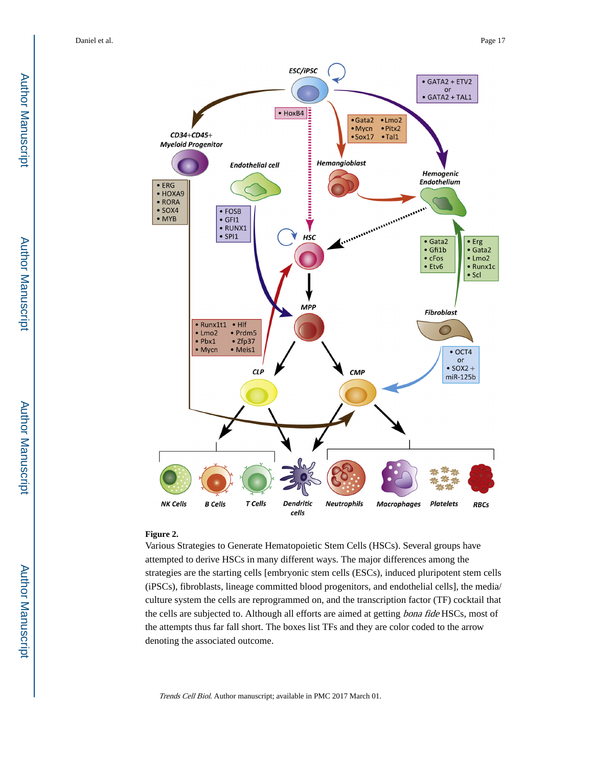**Figure 2.**

Various Strategies to Generate Hematopoietic Stem Cells (HSCs). Several groups have attempted to derive HSCs in many different ways. The major differences among the strategies are the starting cells [embryonic stem cells (ESCs), induced pluripotent stem cells (iPSCs), fibroblasts, lineage committed blood progenitors, and endothelial cells], the media/culture system the cells are reprogrammed on, and the transcription factor (TF) cocktail that the cells are subjected to. Although all efforts are aimed at getting *bona fide* HSCs, most of the attempts thus far fall short. The boxes list TFs and they are color coded to the arrow denoting the associated outcome.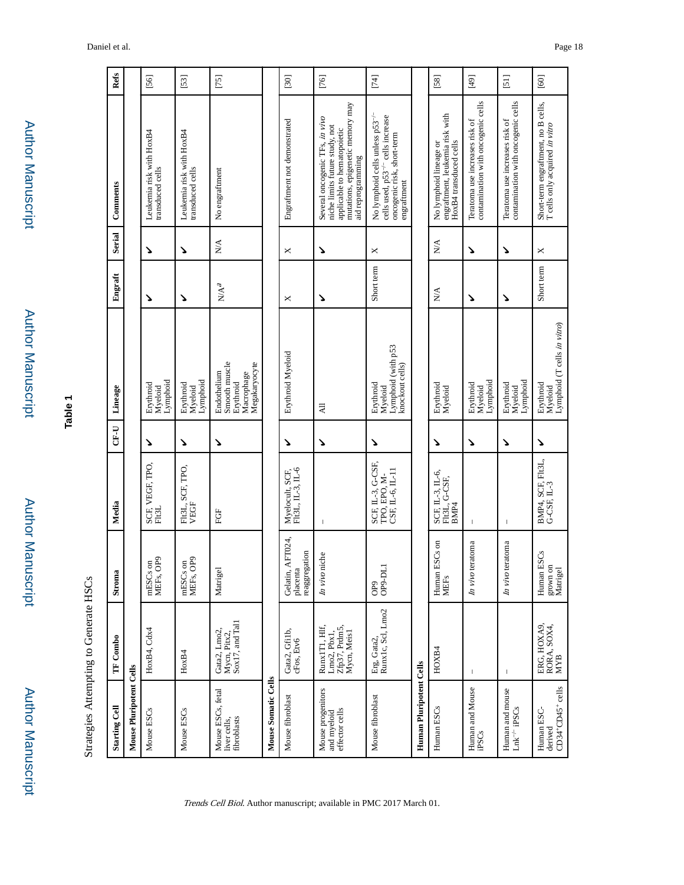## Table 1

Strategies Attempting to Generate HSCs

| Starting Cell | TF Combo | Stroma | Media | CF-U | Lineage | Engraft | Serial | Comments | Refs |
|---|---|---|---|---|---|---|---|---|---|
| **Mouse Pluripotent Cells** | | | | | | | | | |
| Mouse ESCs | HoxB4, Cdx4 | mESCs on MEFs, OP9 | SCF, VEGF, TPO, Flt3L | ✓ | Erythroid Myeloid Lymphoid | ✓ | ✓ | Leukemia risk with HoxB4 transduced cells | [56] |
| Mouse ESCs | HoxB4 | mESCs on MEFs, OP9 | Flt3L, SCF, TPO, VEGF | ✓ | Erythroid Myeloid Lymphoid | ✓ | ✓ | Leukemia risk with HoxB4 transduced cells | [53] |
| Mouse ESCs, fetal liver cells, fibroblasts | Gata2, Lmo2, Mycn, Pitx2, Sox17, and Tal1 | Matrigel | FGF | ✓ | Endothelium Smooth muscle Erythroid Macrophage Megakaryocyte | N/A[a] | N/A | No engraftment | [75] |
| **Mouse Somatic Cells** | | | | | | | | | |
| Mouse fibroblast | Gata2, Gfi1b, cFos, Etv6 | Gelatin, AFT024, placenta reaggregation | Myelocult, SCF, Flt3L, IL-3, IL-6 | ✓ | Erythroid Myeloid | × | × | Engraftment not demonstrated | [30] |
| Mouse progenitors and myeloid effector cells | Runx1T1, Hlf, Lmo2, Pbx1, Zfp37, Prdm5, Mycn, Meis1 | *In vivo* niche | – | ✓ | All | ✓ | ✓ | Several oncogenic TFs, *in vivo* niche limits future study, not applicable to hematopoietic mutations, epigenetic memory may aid reprogramming | [76] |
| Mouse fibroblast | Erg, Gata2, Runx1c, Scl, Lmo2 | OP9 OP9-DL1 | SCF, IL-3, G-CSF, TPO, EPO, M-CSF, IL-6, IL-11 | ✓ | Erythroid Myeloid Lymphoid (with p53 knockout cells) | Short term | × | No lymphoid cells unless $p53^{-/-}$ cells used, $p53^{-/-}$ cells increase oncogenic risk, short-term engraftment | [74] |
| **Human Pluripotent Cells** | | | | | | | | | |
| Human ESCs | HOXB4 | Human ESCs on MEFs | SCF, IL-3, IL-6, Flt3L, G-CSF, BMP4 | ✓ | Erythroid Myeloid | N/A | N/A | No lymphoid lineage or engraftment, leukemia risk with HoxB4 transduced cells | [58] |
| Human and Mouse iPSCs | – | *In vivo* teratoma | – | ✓ | Erythroid Myeloid Lymphoid | ✓ | ✓ | Teratoma use increases risk of contamination with oncogenic cells | [49] |
| Human and mouse $Lnk^{-/-}$ iPSCs | – | *In vivo* teratoma | – | ✓ | Erythroid Myeloid Lymphoid | ✓ | ✓ | Teratoma use increases risk of contamination with oncogenic cells | [51] |
| Human ESC-derived $CD34^{+}CD45^{+}$ cells | ERG, HOXA9, RORA, SOX4, MYB | Human ESCs grown on Matrigel | BMP4, SCF, Flt3L, G-CSF, IL-3 | ✓ | Erythroid Myeloid Lymphoid (T cells *in vitro*) | Short term | × | Short-term engraftment, no B cells, T cells only acquired *in vitro* | [60] |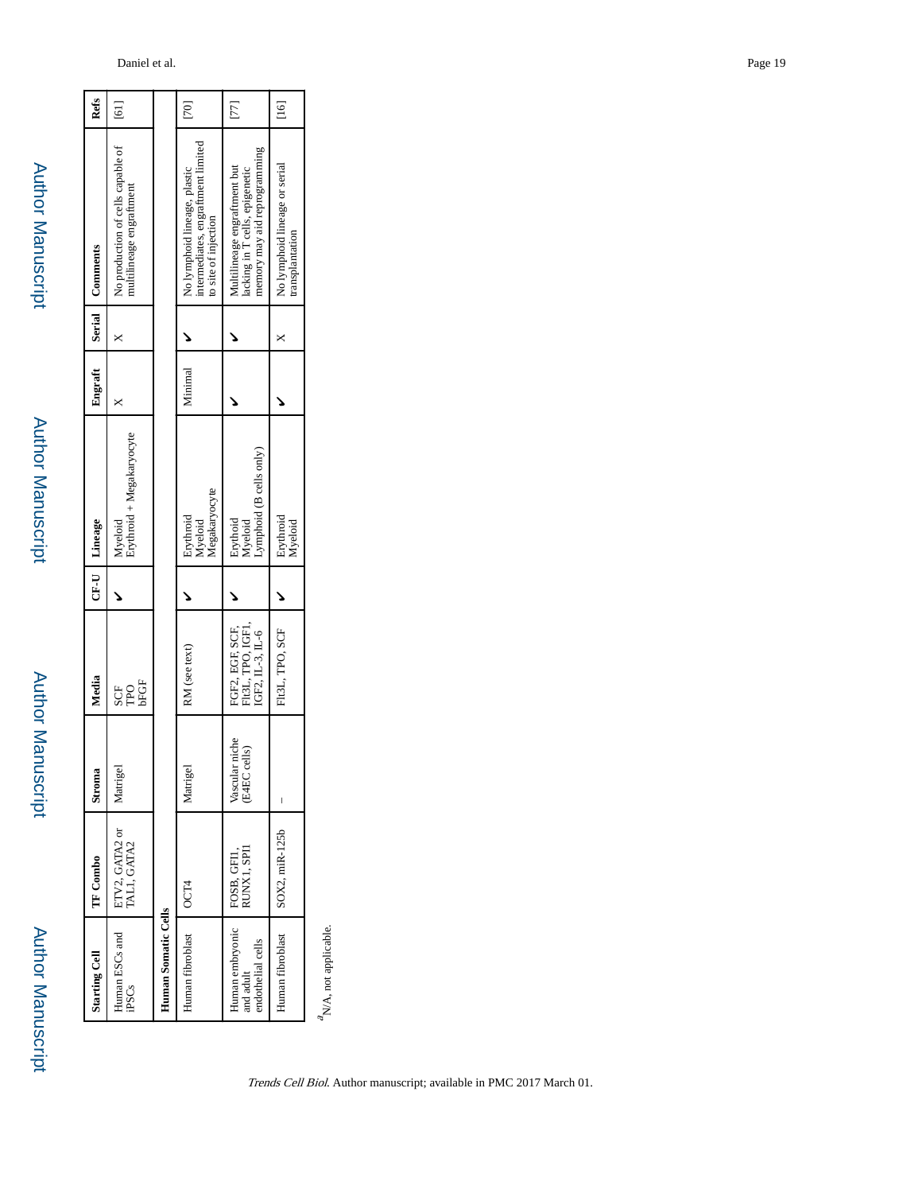| Starting Cell | TF Combo | Stroma | Media | CF-U | Lineage | Engraft | Serial | Comments | Refs |
|---|---|---|---|---|---|---|---|---|---|
| Human ESCs and iPSCs | ETV2, GATA2 or TAL1, GATA2 | Matrigel | SCF TPO bFGF | ✓ | Myeloid Erythroid + Megakaryocyte | X | X | No production of cells capable of multilineage engraftment | [61] |
| **Human Somatic Cells** | | | | | | | | | |
| Human fibroblast | OCT4 | Matrigel | RM (see text) | ✓ | Erythroid Myeloid Megakaryocyte | Minimal | ✓ | No lymphoid lineage, plastic intermediates, engraftment limited to site of injection | [70] |
| Human embryonic and adult endothelial cells | FOSB, GFI1, RUNX1, SPI1 | Vascular niche (E4EC cells) | FGF2, EGF, SCF, Flt3L, TPO, IGF1, IGF2, IL-3, IL-6 | ✓ | Erythoid Myeloid Lymphoid (B cells only) | ✓ | ✓ | Multilineage engraftment but lacking in T cells, epigenetic memory may aid reprogramming | [77] |
| Human fibroblast | SOX2, miR-125b | – | Flt3L, TPO, SCF | ✓ | Erythroid Myeloid | ✓ | X | No lymphoid lineage or serial transplantation | [16] |

[a] N/A, not applicable.